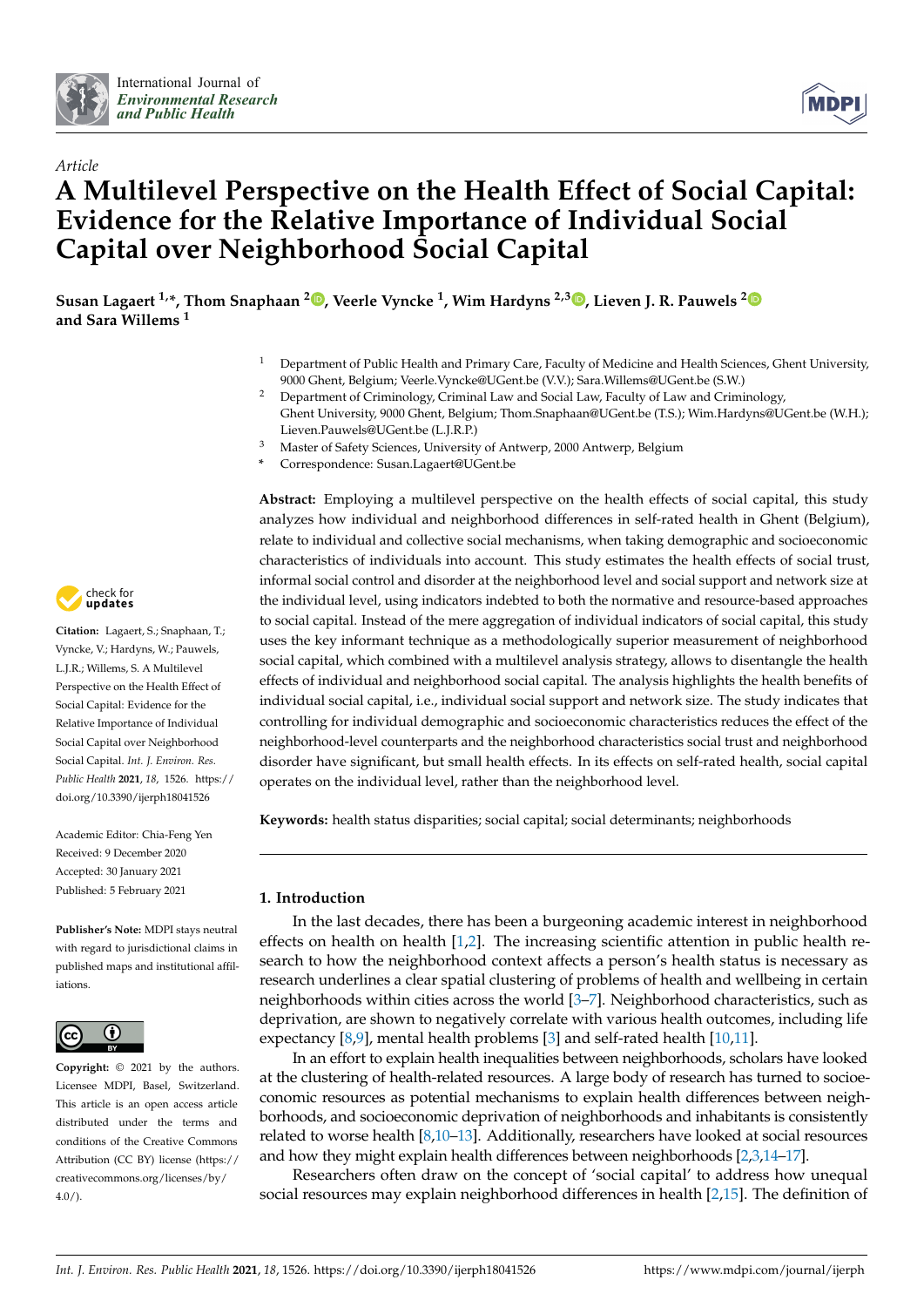*Article*

# A Multilevel Perspective on the Health Effect of Social Capital: Evidence for the Relative Importance of Individual Social Capital over Neighborhood Social Capital

**Susan Lagaert [1,*], Thom Snaphaan [2], Veerle Vyncke [1], Wim Hardyns [2,3], Lieven J. R. Pauwels [2] and Sara Willems [1]**

[1] Department of Public Health and Primary Care, Faculty of Medicine and Health Sciences, Ghent University, 9000 Ghent, Belgium; Veerle.Vyncke@UGent.be (V.V.); Sara.Willems@UGent.be (S.W.)
[2] Department of Criminology, Criminal Law and Social Law, Faculty of Law and Criminology, Ghent University, 9000 Ghent, Belgium; Thom.Snaphaan@UGent.be (T.S.); Wim.Hardyns@UGent.be (W.H.); Lieven.Pauwels@UGent.be (L.J.R.P.)
[3] Master of Safety Sciences, University of Antwerp, 2000 Antwerp, Belgium
* Correspondence: Susan.Lagaert@UGent.be

**Abstract:** Employing a multilevel perspective on the health effects of social capital, this study analyzes how individual and neighborhood differences in self-rated health in Ghent (Belgium), relate to individual and collective social mechanisms, when taking demographic and socioeconomic characteristics of individuals into account. This study estimates the health effects of social trust, informal social control and disorder at the neighborhood level and social support and network size at the individual level, using indicators indebted to both the normative and resource-based approaches to social capital. Instead of the mere aggregation of individual indicators of social capital, this study uses the key informant technique as a methodologically superior measurement of neighborhood social capital, which combined with a multilevel analysis strategy, allows to disentangle the health effects of individual and neighborhood social capital. The analysis highlights the health benefits of individual social capital, i.e., individual social support and network size. The study indicates that controlling for individual demographic and socioeconomic characteristics reduces the effect of the neighborhood-level counterparts and the neighborhood characteristics social trust and neighborhood disorder have significant, but small health effects. In its effects on self-rated health, social capital operates on the individual level, rather than the neighborhood level.

**Keywords:** health status disparities; social capital; social determinants; neighborhoods

**Citation:** Lagaert, S.; Snaphaan, T.; Vyncke, V.; Hardyns, W.; Pauwels, L.J.R.; Willems, S. A Multilevel Perspective on the Health Effect of Social Capital: Evidence for the Relative Importance of Individual Social Capital over Neighborhood Social Capital. *Int. J. Environ. Res. Public Health* **2021**, *18*, 1526. https://doi.org/10.3390/ijerph18041526

Academic Editor: Chia-Feng Yen
Received: 9 December 2020
Accepted: 30 January 2021
Published: 5 February 2021

**Publisher's Note:** MDPI stays neutral with regard to jurisdictional claims in published maps and institutional affiliations.

**Copyright:** © 2021 by the authors. Licensee MDPI, Basel, Switzerland. This article is an open access article distributed under the terms and conditions of the Creative Commons Attribution (CC BY) license (https://creativecommons.org/licenses/by/4.0/).

## 1. Introduction

In the last decades, there has been a burgeoning academic interest in neighborhood effects on health on health [1,2]. The increasing scientific attention in public health research to how the neighborhood context affects a person's health status is necessary as research underlines a clear spatial clustering of problems of health and wellbeing in certain neighborhoods within cities across the world [3–7]. Neighborhood characteristics, such as deprivation, are shown to negatively correlate with various health outcomes, including life expectancy [8,9], mental health problems [3] and self-rated health [10,11].

In an effort to explain health inequalities between neighborhoods, scholars have looked at the clustering of health-related resources. A large body of research has turned to socioeconomic resources as potential mechanisms to explain health differences between neighborhoods, and socioeconomic deprivation of neighborhoods and inhabitants is consistently related to worse health [8,10–13]. Additionally, researchers have looked at social resources and how they might explain health differences between neighborhoods [2,3,14–17].

Researchers often draw on the concept of 'social capital' to address how unequal social resources may explain neighborhood differences in health [2,15]. The definition of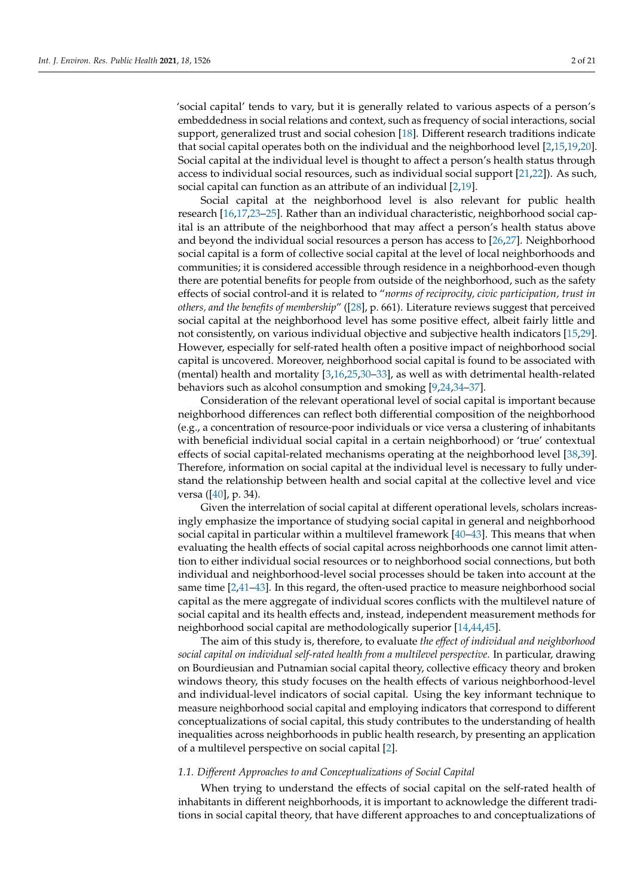'social capital' tends to vary, but it is generally related to various aspects of a person's embeddedness in social relations and context, such as frequency of social interactions, social support, generalized trust and social cohesion [18]. Different research traditions indicate that social capital operates both on the individual and the neighborhood level [2,15,19,20]. Social capital at the individual level is thought to affect a person's health status through access to individual social resources, such as individual social support [21,22]). As such, social capital can function as an attribute of an individual [2,19].

Social capital at the neighborhood level is also relevant for public health research [16,17,23–25]. Rather than an individual characteristic, neighborhood social capital is an attribute of the neighborhood that may affect a person's health status above and beyond the individual social resources a person has access to [26,27]. Neighborhood social capital is a form of collective social capital at the level of local neighborhoods and communities; it is considered accessible through residence in a neighborhood-even though there are potential benefits for people from outside of the neighborhood, such as the safety effects of social control-and it is related to "*norms of reciprocity, civic participation, trust in others, and the benefits of membership*" ([28], p. 661). Literature reviews suggest that perceived social capital at the neighborhood level has some positive effect, albeit fairly little and not consistently, on various individual objective and subjective health indicators [15,29]. However, especially for self-rated health often a positive impact of neighborhood social capital is uncovered. Moreover, neighborhood social capital is found to be associated with (mental) health and mortality [3,16,25,30–33], as well as with detrimental health-related behaviors such as alcohol consumption and smoking [9,24,34–37].

Consideration of the relevant operational level of social capital is important because neighborhood differences can reflect both differential composition of the neighborhood (e.g., a concentration of resource-poor individuals or vice versa a clustering of inhabitants with beneficial individual social capital in a certain neighborhood) or 'true' contextual effects of social capital-related mechanisms operating at the neighborhood level [38,39]. Therefore, information on social capital at the individual level is necessary to fully understand the relationship between health and social capital at the collective level and vice versa ([40], p. 34).

Given the interrelation of social capital at different operational levels, scholars increasingly emphasize the importance of studying social capital in general and neighborhood social capital in particular within a multilevel framework [40–43]. This means that when evaluating the health effects of social capital across neighborhoods one cannot limit attention to either individual social resources or to neighborhood social connections, but both individual and neighborhood-level social processes should be taken into account at the same time [2,41–43]. In this regard, the often-used practice to measure neighborhood social capital as the mere aggregate of individual scores conflicts with the multilevel nature of social capital and its health effects and, instead, independent measurement methods for neighborhood social capital are methodologically superior [14,44,45].

The aim of this study is, therefore, to evaluate *the effect of individual and neighborhood social capital on individual self-rated health from a multilevel perspective*. In particular, drawing on Bourdieusian and Putnamian social capital theory, collective efficacy theory and broken windows theory, this study focuses on the health effects of various neighborhood-level and individual-level indicators of social capital. Using the key informant technique to measure neighborhood social capital and employing indicators that correspond to different conceptualizations of social capital, this study contributes to the understanding of health inequalities across neighborhoods in public health research, by presenting an application of a multilevel perspective on social capital [2].

### *1.1. Different Approaches to and Conceptualizations of Social Capital*

When trying to understand the effects of social capital on the self-rated health of inhabitants in different neighborhoods, it is important to acknowledge the different traditions in social capital theory, that have different approaches to and conceptualizations of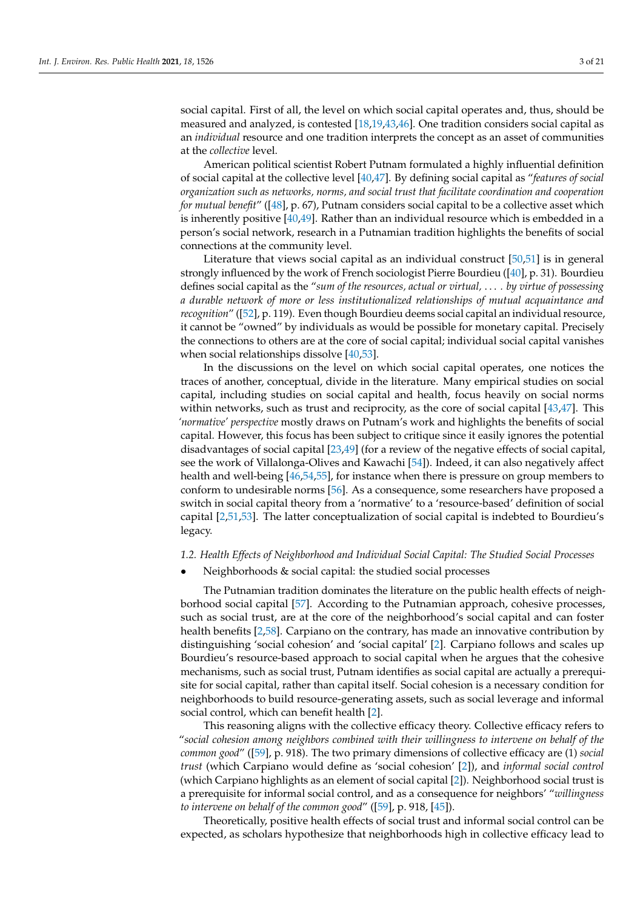social capital. First of all, the level on which social capital operates and, thus, should be measured and analyzed, is contested [18,19,43,46]. One tradition considers social capital as an *individual* resource and one tradition interprets the concept as an asset of communities at the *collective* level.

American political scientist Robert Putnam formulated a highly influential definition of social capital at the collective level [40,47]. By defining social capital as "*features of social organization such as networks, norms, and social trust that facilitate coordination and cooperation for mutual benefit*" ([48], p. 67), Putnam considers social capital to be a collective asset which is inherently positive [40,49]. Rather than an individual resource which is embedded in a person's social network, research in a Putnamian tradition highlights the benefits of social connections at the community level.

Literature that views social capital as an individual construct [50,51] is in general strongly influenced by the work of French sociologist Pierre Bourdieu ([40], p. 31). Bourdieu defines social capital as the "*sum of the resources, actual or virtual, . . . . by virtue of possessing a durable network of more or less institutionalized relationships of mutual acquaintance and recognition*" ([52], p. 119). Even though Bourdieu deems social capital an individual resource, it cannot be "owned" by individuals as would be possible for monetary capital. Precisely the connections to others are at the core of social capital; individual social capital vanishes when social relationships dissolve [40,53].

In the discussions on the level on which social capital operates, one notices the traces of another, conceptual, divide in the literature. Many empirical studies on social capital, including studies on social capital and health, focus heavily on social norms within networks, such as trust and reciprocity, as the core of social capital [43,47]. This *'normative' perspective* mostly draws on Putnam's work and highlights the benefits of social capital. However, this focus has been subject to critique since it easily ignores the potential disadvantages of social capital [23,49] (for a review of the negative effects of social capital, see the work of Villalonga-Olives and Kawachi [54]). Indeed, it can also negatively affect health and well-being [46,54,55], for instance when there is pressure on group members to conform to undesirable norms [56]. As a consequence, some researchers have proposed a switch in social capital theory from a 'normative' to a 'resource-based' definition of social capital [2,51,53]. The latter conceptualization of social capital is indebted to Bourdieu's legacy.

### *1.2. Health Effects of Neighborhood and Individual Social Capital: The Studied Social Processes*

- Neighborhoods & social capital: the studied social processes

The Putnamian tradition dominates the literature on the public health effects of neighborhood social capital [57]. According to the Putnamian approach, cohesive processes, such as social trust, are at the core of the neighborhood's social capital and can foster health benefits [2,58]. Carpiano on the contrary, has made an innovative contribution by distinguishing 'social cohesion' and 'social capital' [2]. Carpiano follows and scales up Bourdieu's resource-based approach to social capital when he argues that the cohesive mechanisms, such as social trust, Putnam identifies as social capital are actually a prerequisite for social capital, rather than capital itself. Social cohesion is a necessary condition for neighborhoods to build resource-generating assets, such as social leverage and informal social control, which can benefit health [2].

This reasoning aligns with the collective efficacy theory. Collective efficacy refers to "*social cohesion among neighbors combined with their willingness to intervene on behalf of the common good*" ([59], p. 918). The two primary dimensions of collective efficacy are (1) *social trust* (which Carpiano would define as 'social cohesion' [2]), and *informal social control* (which Carpiano highlights as an element of social capital [2]). Neighborhood social trust is a prerequisite for informal social control, and as a consequence for neighbors' "*willingness to intervene on behalf of the common good*" ([59], p. 918, [45]).

Theoretically, positive health effects of social trust and informal social control can be expected, as scholars hypothesize that neighborhoods high in collective efficacy lead to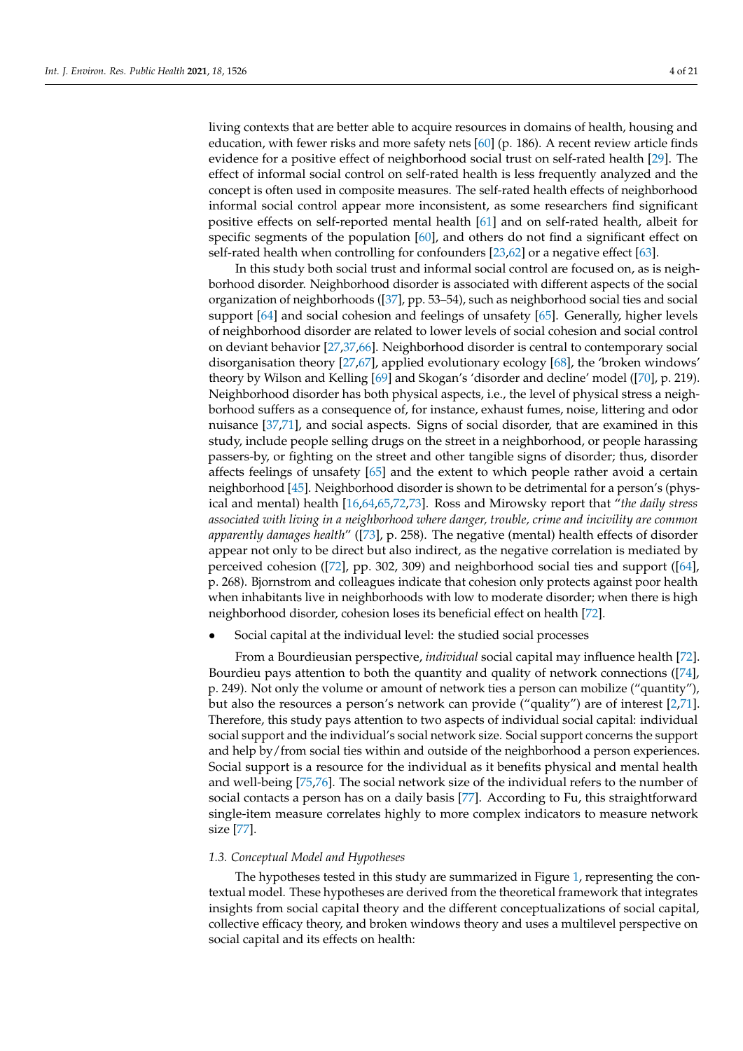living contexts that are better able to acquire resources in domains of health, housing and education, with fewer risks and more safety nets [60] (p. 186). A recent review article finds evidence for a positive effect of neighborhood social trust on self-rated health [29]. The effect of informal social control on self-rated health is less frequently analyzed and the concept is often used in composite measures. The self-rated health effects of neighborhood informal social control appear more inconsistent, as some researchers find significant positive effects on self-reported mental health [61] and on self-rated health, albeit for specific segments of the population [60], and others do not find a significant effect on self-rated health when controlling for confounders [23,62] or a negative effect [63].

In this study both social trust and informal social control are focused on, as is neighborhood disorder. Neighborhood disorder is associated with different aspects of the social organization of neighborhoods ([37], pp. 53–54), such as neighborhood social ties and social support [64] and social cohesion and feelings of unsafety [65]. Generally, higher levels of neighborhood disorder are related to lower levels of social cohesion and social control on deviant behavior [27,37,66]. Neighborhood disorder is central to contemporary social disorganisation theory [27,67], applied evolutionary ecology [68], the 'broken windows' theory by Wilson and Kelling [69] and Skogan's 'disorder and decline' model ([70], p. 219). Neighborhood disorder has both physical aspects, i.e., the level of physical stress a neighborhood suffers as a consequence of, for instance, exhaust fumes, noise, littering and odor nuisance [37,71], and social aspects. Signs of social disorder, that are examined in this study, include people selling drugs on the street in a neighborhood, or people harassing passers-by, or fighting on the street and other tangible signs of disorder; thus, disorder affects feelings of unsafety [65] and the extent to which people rather avoid a certain neighborhood [45]. Neighborhood disorder is shown to be detrimental for a person's (physical and mental) health [16,64,65,72,73]. Ross and Mirowsky report that "*the daily stress associated with living in a neighborhood where danger, trouble, crime and incivility are common apparently damages health*" ([73], p. 258). The negative (mental) health effects of disorder appear not only to be direct but also indirect, as the negative correlation is mediated by perceived cohesion ([72], pp. 302, 309) and neighborhood social ties and support ([64], p. 268). Bjornstrom and colleagues indicate that cohesion only protects against poor health when inhabitants live in neighborhoods with low to moderate disorder; when there is high neighborhood disorder, cohesion loses its beneficial effect on health [72].

- Social capital at the individual level: the studied social processes

From a Bourdieusian perspective, *individual* social capital may influence health [72]. Bourdieu pays attention to both the quantity and quality of network connections ([74], p. 249). Not only the volume or amount of network ties a person can mobilize ("quantity"), but also the resources a person's network can provide ("quality") are of interest [2,71]. Therefore, this study pays attention to two aspects of individual social capital: individual social support and the individual's social network size. Social support concerns the support and help by/from social ties within and outside of the neighborhood a person experiences. Social support is a resource for the individual as it benefits physical and mental health and well-being [75,76]. The social network size of the individual refers to the number of social contacts a person has on a daily basis [77]. According to Fu, this straightforward single-item measure correlates highly to more complex indicators to measure network size [77].

### 1.3. Conceptual Model and Hypotheses

The hypotheses tested in this study are summarized in Figure 1, representing the contextual model. These hypotheses are derived from the theoretical framework that integrates insights from social capital theory and the different conceptualizations of social capital, collective efficacy theory, and broken windows theory and uses a multilevel perspective on social capital and its effects on health: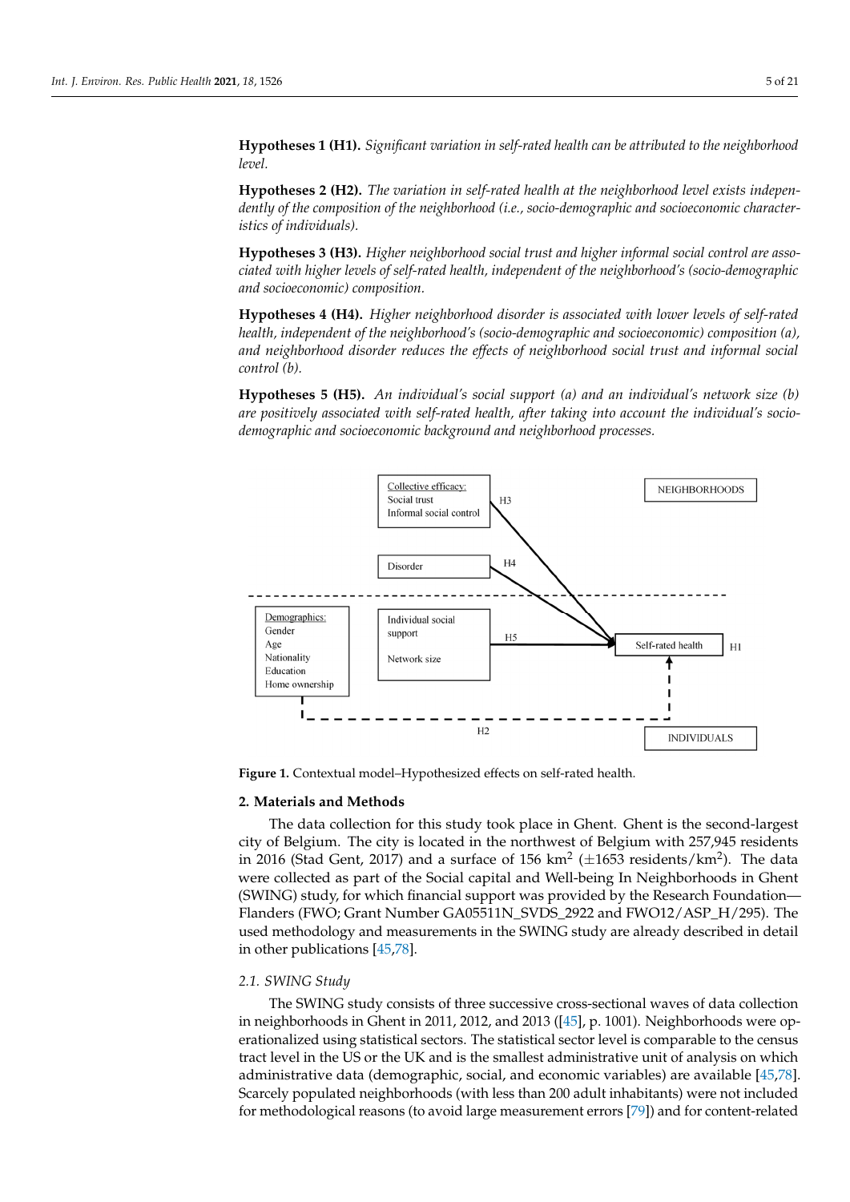**Hypotheses 1 (H1).** *Significant variation in self-rated health can be attributed to the neighborhood level.*

**Hypotheses 2 (H2).** *The variation in self-rated health at the neighborhood level exists independently of the composition of the neighborhood (i.e., socio-demographic and socioeconomic characteristics of individuals).*

**Hypotheses 3 (H3).** *Higher neighborhood social trust and higher informal social control are associated with higher levels of self-rated health, independent of the neighborhood's (socio-demographic and socioeconomic) composition.*

**Hypotheses 4 (H4).** *Higher neighborhood disorder is associated with lower levels of self-rated health, independent of the neighborhood's (socio-demographic and socioeconomic) composition (a), and neighborhood disorder reduces the effects of neighborhood social trust and informal social control (b).*

**Hypotheses 5 (H5).** *An individual's social support (a) and an individual's network size (b) are positively associated with self-rated health, after taking into account the individual's socio-demographic and socioeconomic background and neighborhood processes.*

**Figure 1.** Contextual model–Hypothesized effects on self-rated health.

## 2. Materials and Methods

The data collection for this study took place in Ghent. Ghent is the second-largest city of Belgium. The city is located in the northwest of Belgium with 257,945 residents in 2016 (Stad Gent, 2017) and a surface of 156 km$^2$ ($\pm$1653 residents/km$^2$). The data were collected as part of the Social capital and Well-being In Neighborhoods in Ghent (SWING) study, for which financial support was provided by the Research Foundation—Flanders (FWO; Grant Number GA05511N_SVDS_2922 and FWO12/ASP_H/295). The used methodology and measurements in the SWING study are already described in detail in other publications [45,78].

### 2.1. SWING Study

The SWING study consists of three successive cross-sectional waves of data collection in neighborhoods in Ghent in 2011, 2012, and 2013 ([45], p. 1001). Neighborhoods were operationalized using statistical sectors. The statistical sector level is comparable to the census tract level in the US or the UK and is the smallest administrative unit of analysis on which administrative data (demographic, social, and economic variables) are available [45,78]. Scarcely populated neighborhoods (with less than 200 adult inhabitants) were not included for methodological reasons (to avoid large measurement errors [79]) and for content-related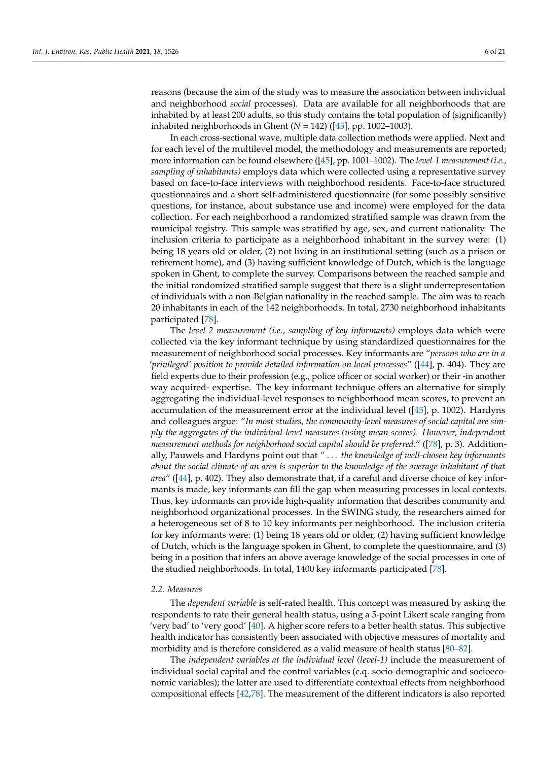reasons (because the aim of the study was to measure the association between individual and neighborhood *social* processes). Data are available for all neighborhoods that are inhabited by at least 200 adults, so this study contains the total population of (significantly) inhabited neighborhoods in Ghent ($N$ = 142) ([45], pp. 1002–1003).

In each cross-sectional wave, multiple data collection methods were applied. Next and for each level of the multilevel model, the methodology and measurements are reported; more information can be found elsewhere ([45], pp. 1001–1002). The *level-1 measurement (i.e., sampling of inhabitants)* employs data which were collected using a representative survey based on face-to-face interviews with neighborhood residents. Face-to-face structured questionnaires and a short self-administered questionnaire (for some possibly sensitive questions, for instance, about substance use and income) were employed for the data collection. For each neighborhood a randomized stratified sample was drawn from the municipal registry. This sample was stratified by age, sex, and current nationality. The inclusion criteria to participate as a neighborhood inhabitant in the survey were: (1) being 18 years old or older, (2) not living in an institutional setting (such as a prison or retirement home), and (3) having sufficient knowledge of Dutch, which is the language spoken in Ghent, to complete the survey. Comparisons between the reached sample and the initial randomized stratified sample suggest that there is a slight underrepresentation of individuals with a non-Belgian nationality in the reached sample. The aim was to reach 20 inhabitants in each of the 142 neighborhoods. In total, 2730 neighborhood inhabitants participated [78].

The *level-2 measurement (i.e., sampling of key informants)* employs data which were collected via the key informant technique by using standardized questionnaires for the measurement of neighborhood social processes. Key informants are "*persons who are in a 'privileged' position to provide detailed information on local processes*" ([44], p. 404). They are field experts due to their profession (e.g., police officer or social worker) or their -in another way acquired- expertise. The key informant technique offers an alternative for simply aggregating the individual-level responses to neighborhood mean scores, to prevent an accumulation of the measurement error at the individual level ([45], p. 1002). Hardyns and colleagues argue: "*In most studies, the community-level measures of social capital are simply the aggregates of the individual-level measures (using mean scores). However, independent measurement methods for neighborhood social capital should be preferred.*" ([78], p. 3). Additionally, Pauwels and Hardyns point out that " . . . *the knowledge of well-chosen key informants about the social climate of an area is superior to the knowledge of the average inhabitant of that area*" ([44], p. 402). They also demonstrate that, if a careful and diverse choice of key informants is made, key informants can fill the gap when measuring processes in local contexts. Thus, key informants can provide high-quality information that describes community and neighborhood organizational processes. In the SWING study, the researchers aimed for a heterogeneous set of 8 to 10 key informants per neighborhood. The inclusion criteria for key informants were: (1) being 18 years old or older, (2) having sufficient knowledge of Dutch, which is the language spoken in Ghent, to complete the questionnaire, and (3) being in a position that infers an above average knowledge of the social processes in one of the studied neighborhoods. In total, 1400 key informants participated [78].

### 2.2. Measures

The *dependent variable* is self-rated health. This concept was measured by asking the respondents to rate their general health status, using a 5-point Likert scale ranging from 'very bad' to 'very good' [40]. A higher score refers to a better health status. This subjective health indicator has consistently been associated with objective measures of mortality and morbidity and is therefore considered as a valid measure of health status [80–82].

The *independent variables at the individual level (level-1)* include the measurement of individual social capital and the control variables (c.q. socio-demographic and socioeconomic variables); the latter are used to differentiate contextual effects from neighborhood compositional effects [42,78]. The measurement of the different indicators is also reported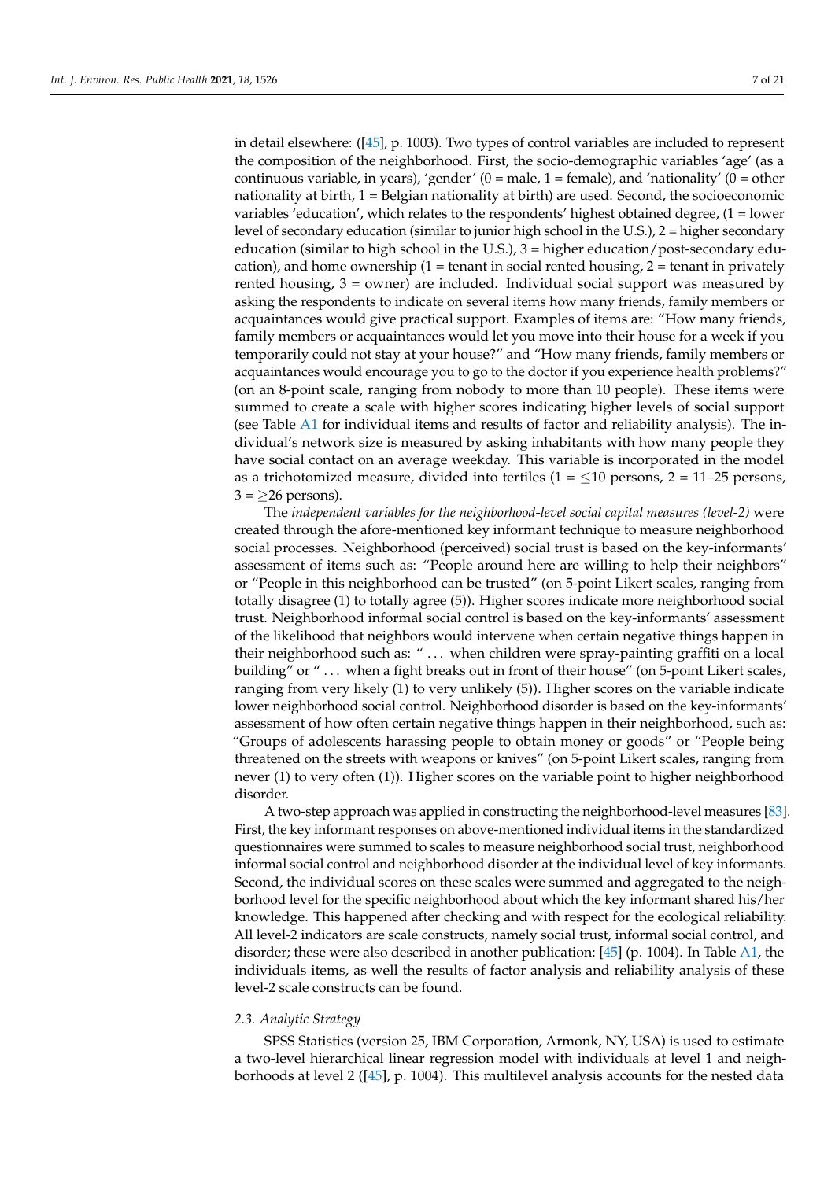in detail elsewhere: ([45], p. 1003). Two types of control variables are included to represent the composition of the neighborhood. First, the socio-demographic variables 'age' (as a continuous variable, in years), 'gender' (0 = male, 1 = female), and 'nationality' (0 = other nationality at birth, 1 = Belgian nationality at birth) are used. Second, the socioeconomic variables 'education', which relates to the respondents' highest obtained degree, (1 = lower level of secondary education (similar to junior high school in the U.S.), 2 = higher secondary education (similar to high school in the U.S.), 3 = higher education/post-secondary education), and home ownership (1 = tenant in social rented housing, 2 = tenant in privately rented housing, 3 = owner) are included. Individual social support was measured by asking the respondents to indicate on several items how many friends, family members or acquaintances would give practical support. Examples of items are: "How many friends, family members or acquaintances would let you move into their house for a week if you temporarily could not stay at your house?" and "How many friends, family members or acquaintances would encourage you to go to the doctor if you experience health problems?" (on an 8-point scale, ranging from nobody to more than 10 people). These items were summed to create a scale with higher scores indicating higher levels of social support (see Table A1 for individual items and results of factor and reliability analysis). The individual's network size is measured by asking inhabitants with how many people they have social contact on an average weekday. This variable is incorporated in the model as a trichotomized measure, divided into tertiles (1 = ≤10 persons, 2 = 11–25 persons, 3 = ≥26 persons).

The *independent variables for the neighborhood-level social capital measures (level-2)* were created through the afore-mentioned key informant technique to measure neighborhood social processes. Neighborhood (perceived) social trust is based on the key-informants' assessment of items such as: "People around here are willing to help their neighbors" or "People in this neighborhood can be trusted" (on 5-point Likert scales, ranging from totally disagree (1) to totally agree (5)). Higher scores indicate more neighborhood social trust. Neighborhood informal social control is based on the key-informants' assessment of the likelihood that neighbors would intervene when certain negative things happen in their neighborhood such as: "… when children were spray-painting graffiti on a local building" or "… when a fight breaks out in front of their house" (on 5-point Likert scales, ranging from very likely (1) to very unlikely (5)). Higher scores on the variable indicate lower neighborhood social control. Neighborhood disorder is based on the key-informants' assessment of how often certain negative things happen in their neighborhood, such as: "Groups of adolescents harassing people to obtain money or goods" or "People being threatened on the streets with weapons or knives" (on 5-point Likert scales, ranging from never (1) to very often (1)). Higher scores on the variable point to higher neighborhood disorder.

A two-step approach was applied in constructing the neighborhood-level measures [83]. First, the key informant responses on above-mentioned individual items in the standardized questionnaires were summed to scales to measure neighborhood social trust, neighborhood informal social control and neighborhood disorder at the individual level of key informants. Second, the individual scores on these scales were summed and aggregated to the neighborhood level for the specific neighborhood about which the key informant shared his/her knowledge. This happened after checking and with respect for the ecological reliability. All level-2 indicators are scale constructs, namely social trust, informal social control, and disorder; these were also described in another publication: [45] (p. 1004). In Table A1, the individuals items, as well the results of factor analysis and reliability analysis of these level-2 scale constructs can be found.

### *2.3. Analytic Strategy*

SPSS Statistics (version 25, IBM Corporation, Armonk, NY, USA) is used to estimate a two-level hierarchical linear regression model with individuals at level 1 and neighborhoods at level 2 ([45], p. 1004). This multilevel analysis accounts for the nested data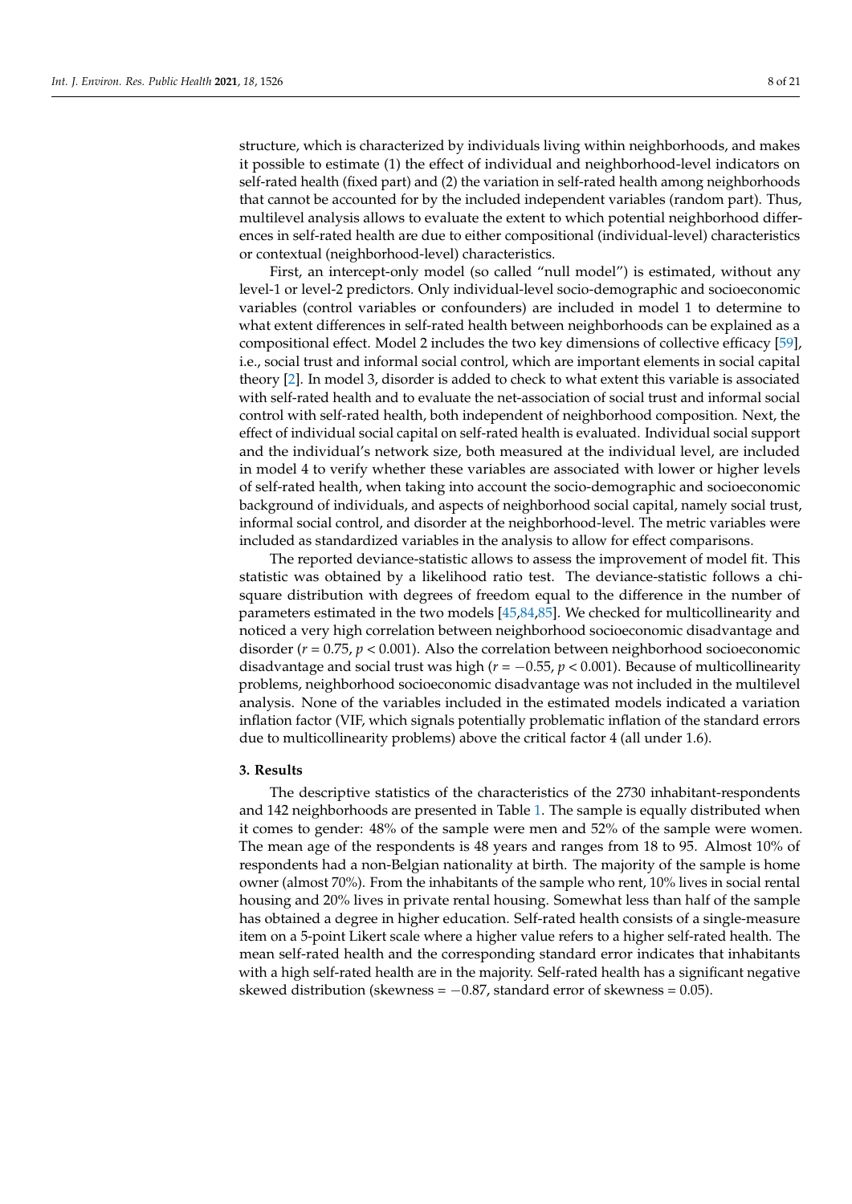structure, which is characterized by individuals living within neighborhoods, and makes it possible to estimate (1) the effect of individual and neighborhood-level indicators on self-rated health (fixed part) and (2) the variation in self-rated health among neighborhoods that cannot be accounted for by the included independent variables (random part). Thus, multilevel analysis allows to evaluate the extent to which potential neighborhood differences in self-rated health are due to either compositional (individual-level) characteristics or contextual (neighborhood-level) characteristics.

First, an intercept-only model (so called "null model") is estimated, without any level-1 or level-2 predictors. Only individual-level socio-demographic and socioeconomic variables (control variables or confounders) are included in model 1 to determine to what extent differences in self-rated health between neighborhoods can be explained as a compositional effect. Model 2 includes the two key dimensions of collective efficacy [59], i.e., social trust and informal social control, which are important elements in social capital theory [2]. In model 3, disorder is added to check to what extent this variable is associated with self-rated health and to evaluate the net-association of social trust and informal social control with self-rated health, both independent of neighborhood composition. Next, the effect of individual social capital on self-rated health is evaluated. Individual social support and the individual's network size, both measured at the individual level, are included in model 4 to verify whether these variables are associated with lower or higher levels of self-rated health, when taking into account the socio-demographic and socioeconomic background of individuals, and aspects of neighborhood social capital, namely social trust, informal social control, and disorder at the neighborhood-level. The metric variables were included as standardized variables in the analysis to allow for effect comparisons.

The reported deviance-statistic allows to assess the improvement of model fit. This statistic was obtained by a likelihood ratio test. The deviance-statistic follows a chi-square distribution with degrees of freedom equal to the difference in the number of parameters estimated in the two models [45,84,85]. We checked for multicollinearity and noticed a very high correlation between neighborhood socioeconomic disadvantage and disorder ($r = 0.75$, $p < 0.001$). Also the correlation between neighborhood socioeconomic disadvantage and social trust was high ($r = -0.55$, $p < 0.001$). Because of multicollinearity problems, neighborhood socioeconomic disadvantage was not included in the multilevel analysis. None of the variables included in the estimated models indicated a variation inflation factor (VIF, which signals potentially problematic inflation of the standard errors due to multicollinearity problems) above the critical factor 4 (all under 1.6).

## 3. Results

The descriptive statistics of the characteristics of the 2730 inhabitant-respondents and 142 neighborhoods are presented in Table 1. The sample is equally distributed when it comes to gender: 48% of the sample were men and 52% of the sample were women. The mean age of the respondents is 48 years and ranges from 18 to 95. Almost 10% of respondents had a non-Belgian nationality at birth. The majority of the sample is home owner (almost 70%). From the inhabitants of the sample who rent, 10% lives in social rental housing and 20% lives in private rental housing. Somewhat less than half of the sample has obtained a degree in higher education. Self-rated health consists of a single-measure item on a 5-point Likert scale where a higher value refers to a higher self-rated health. The mean self-rated health and the corresponding standard error indicates that inhabitants with a high self-rated health are in the majority. Self-rated health has a significant negative skewed distribution (skewness = −0.87, standard error of skewness = 0.05).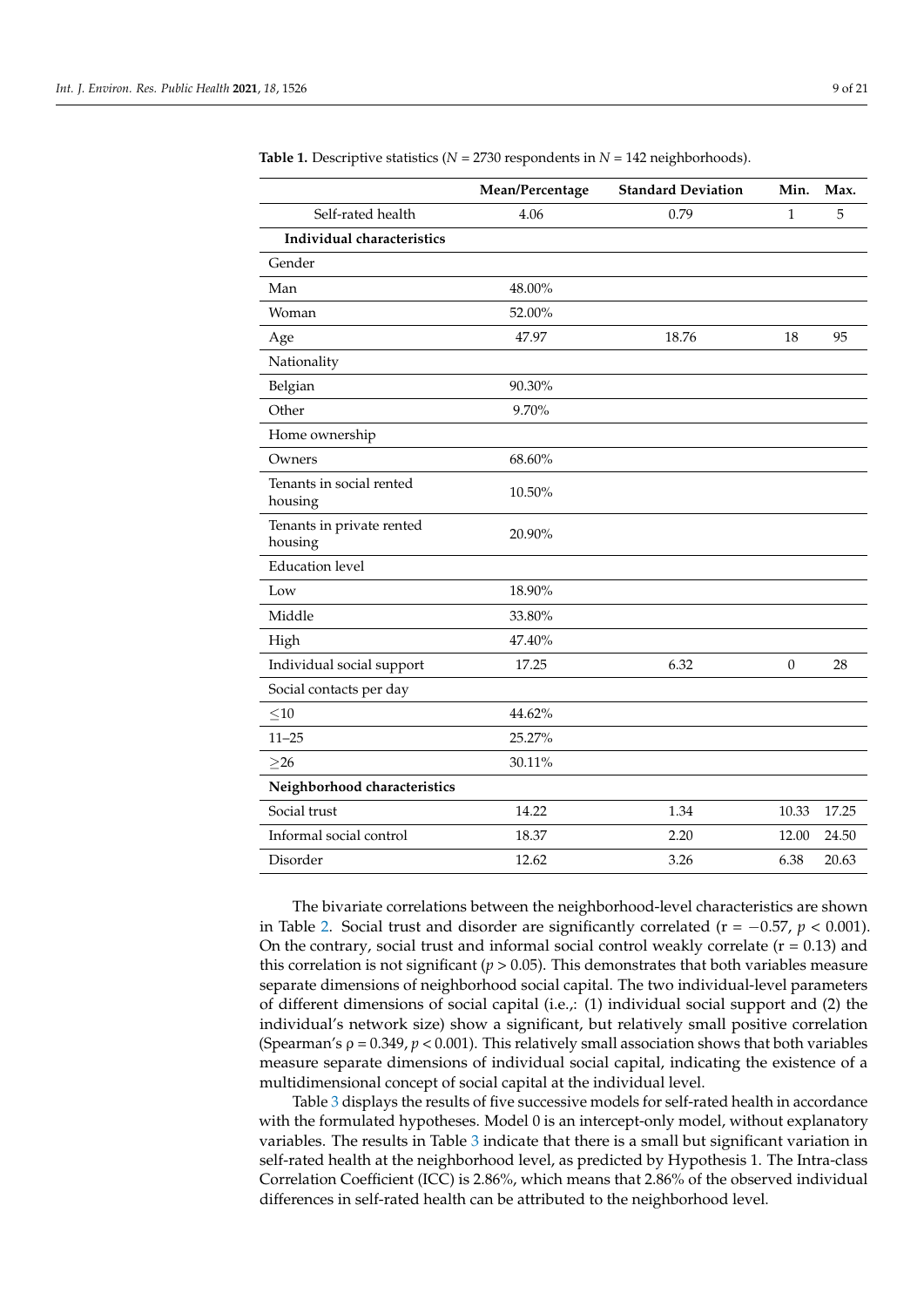**Table 1.** Descriptive statistics ($N$ = 2730 respondents in $N$ = 142 neighborhoods).

| | Mean/Percentage | Standard Deviation | Min. | Max. |
|---|---|---|---|---|
| Self-rated health | 4.06 | 0.79 | 1 | 5 |
| **Individual characteristics** | | | | |
| Gender | | | | |
| Man | 48.00% | | | |
| Woman | 52.00% | | | |
| Age | 47.97 | 18.76 | 18 | 95 |
| Nationality | | | | |
| Belgian | 90.30% | | | |
| Other | 9.70% | | | |
| Home ownership | | | | |
| Owners | 68.60% | | | |
| Tenants in social rented housing | 10.50% | | | |
| Tenants in private rented housing | 20.90% | | | |
| Education level | | | | |
| Low | 18.90% | | | |
| Middle | 33.80% | | | |
| High | 47.40% | | | |
| Individual social support | 17.25 | 6.32 | 0 | 28 |
| Social contacts per day | | | | |
| ≤10 | 44.62% | | | |
| 11–25 | 25.27% | | | |
| ≥26 | 30.11% | | | |
| **Neighborhood characteristics** | | | | |
| Social trust | 14.22 | 1.34 | 10.33 | 17.25 |
| Informal social control | 18.37 | 2.20 | 12.00 | 24.50 |
| Disorder | 12.62 | 3.26 | 6.38 | 20.63 |

The bivariate correlations between the neighborhood-level characteristics are shown in Table 2. Social trust and disorder are significantly correlated ($r = -0.57$, $p < 0.001$). On the contrary, social trust and informal social control weakly correlate ($r = 0.13$) and this correlation is not significant ($p > 0.05$). This demonstrates that both variables measure separate dimensions of neighborhood social capital. The two individual-level parameters of different dimensions of social capital (i.e.,: (1) individual social support and (2) the individual's network size) show a significant, but relatively small positive correlation (Spearman's $\rho = 0.349$, $p < 0.001$). This relatively small association shows that both variables measure separate dimensions of individual social capital, indicating the existence of a multidimensional concept of social capital at the individual level.

Table 3 displays the results of five successive models for self-rated health in accordance with the formulated hypotheses. Model 0 is an intercept-only model, without explanatory variables. The results in Table 3 indicate that there is a small but significant variation in self-rated health at the neighborhood level, as predicted by Hypothesis 1. The Intra-class Correlation Coefficient (ICC) is 2.86%, which means that 2.86% of the observed individual differences in self-rated health can be attributed to the neighborhood level.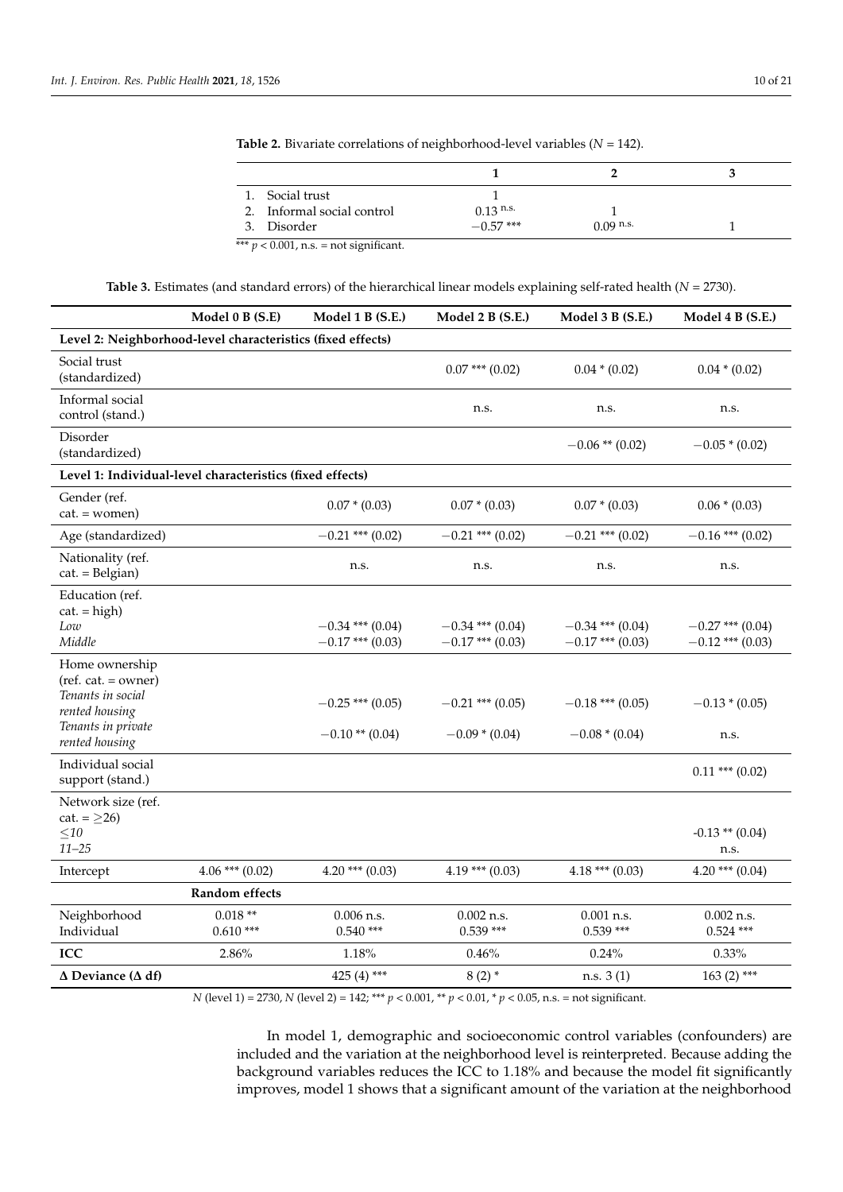**Table 2.** Bivariate correlations of neighborhood-level variables ($N$ = 142).

| | 1 | 2 | 3 |
|---|---|---|---|
| 1. Social trust | 1 | | |
| 2. Informal social control | 0.13 [n.s.] | 1 | |
| 3. Disorder | −0.57 *** | 0.09 [n.s.] | 1 |

*** $p < 0.001$, n.s. = not significant.

**Table 3.** Estimates (and standard errors) of the hierarchical linear models explaining self-rated health ($N$ = 2730).

| | Model 0 B (S.E) | Model 1 B (S.E.) | Model 2 B (S.E.) | Model 3 B (S.E.) | Model 4 B (S.E.) |
|---|---|---|---|---|---|
| **Level 2: Neighborhood-level characteristics (fixed effects)** | | | | | |
| Social trust (standardized) | | | 0.07 *** (0.02) | 0.04 * (0.02) | 0.04 * (0.02) |
| Informal social control (stand.) | | | n.s. | n.s. | n.s. |
| Disorder (standardized) | | | | −0.06 ** (0.02) | −0.05 * (0.02) |
| **Level 1: Individual-level characteristics (fixed effects)** | | | | | |
| Gender (ref. cat. = women) | | 0.07 * (0.03) | 0.07 * (0.03) | 0.07 * (0.03) | 0.06 * (0.03) |
| Age (standardized) | | −0.21 *** (0.02) | −0.21 *** (0.02) | −0.21 *** (0.02) | −0.16 *** (0.02) |
| Nationality (ref. cat. = Belgian) | | n.s. | n.s. | n.s. | n.s. |
| Education (ref. cat. = high) | | | | | |
| *Low* | | −0.34 *** (0.04) | −0.34 *** (0.04) | −0.34 *** (0.04) | −0.27 *** (0.04) |
| *Middle* | | −0.17 *** (0.03) | −0.17 *** (0.03) | −0.17 *** (0.03) | −0.12 *** (0.03) |
| Home ownership (ref. cat. = owner) | | | | | |
| *Tenants in social rented housing* | | −0.25 *** (0.05) | −0.21 *** (0.05) | −0.18 *** (0.05) | −0.13 * (0.05) |
| *Tenants in private rented housing* | | −0.10 ** (0.04) | −0.09 * (0.04) | −0.08 * (0.04) | n.s. |
| Individual social support (stand.) | | | | | 0.11 *** (0.02) |
| Network size (ref. cat. = ≥26) | | | | | |
| *≤10* | | | | | -0.13 ** (0.04) |
| *11–25* | | | | | n.s. |
| Intercept | 4.06 *** (0.02) | 4.20 *** (0.03) | 4.19 *** (0.03) | 4.18 *** (0.03) | 4.20 *** (0.04) |
| | **Random effects** | | | | |
| Neighborhood | 0.018 ** | 0.006 n.s. | 0.002 n.s. | 0.001 n.s. | 0.002 n.s. |
| Individual | 0.610 *** | 0.540 *** | 0.539 *** | 0.539 *** | 0.524 *** |
| **ICC** | 2.86% | 1.18% | 0.46% | 0.24% | 0.33% |
| **Δ Deviance (Δ df)** | | 425 (4) *** | 8 (2) * | n.s. 3 (1) | 163 (2) *** |

$N$ (level 1) = 2730, $N$ (level 2) = 142; *** $p < 0.001$, ** $p < 0.01$, * $p < 0.05$, n.s. = not significant.

In model 1, demographic and socioeconomic control variables (confounders) are included and the variation at the neighborhood level is reinterpreted. Because adding the background variables reduces the ICC to 1.18% and because the model fit significantly improves, model 1 shows that a significant amount of the variation at the neighborhood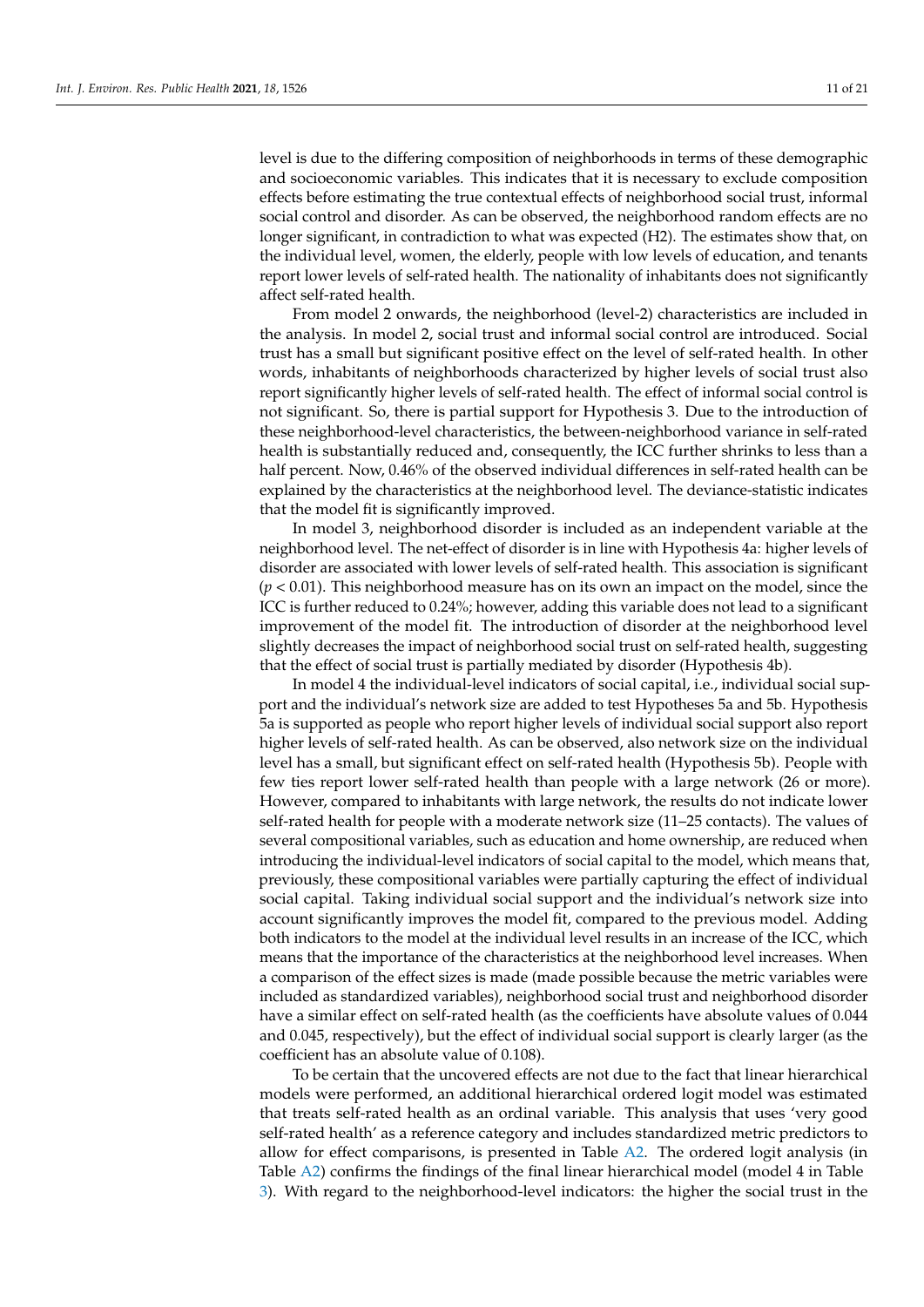level is due to the differing composition of neighborhoods in terms of these demographic and socioeconomic variables. This indicates that it is necessary to exclude composition effects before estimating the true contextual effects of neighborhood social trust, informal social control and disorder. As can be observed, the neighborhood random effects are no longer significant, in contradiction to what was expected (H2). The estimates show that, on the individual level, women, the elderly, people with low levels of education, and tenants report lower levels of self-rated health. The nationality of inhabitants does not significantly affect self-rated health.

From model 2 onwards, the neighborhood (level-2) characteristics are included in the analysis. In model 2, social trust and informal social control are introduced. Social trust has a small but significant positive effect on the level of self-rated health. In other words, inhabitants of neighborhoods characterized by higher levels of social trust also report significantly higher levels of self-rated health. The effect of informal social control is not significant. So, there is partial support for Hypothesis 3. Due to the introduction of these neighborhood-level characteristics, the between-neighborhood variance in self-rated health is substantially reduced and, consequently, the ICC further shrinks to less than a half percent. Now, 0.46% of the observed individual differences in self-rated health can be explained by the characteristics at the neighborhood level. The deviance-statistic indicates that the model fit is significantly improved.

In model 3, neighborhood disorder is included as an independent variable at the neighborhood level. The net-effect of disorder is in line with Hypothesis 4a: higher levels of disorder are associated with lower levels of self-rated health. This association is significant ($p < 0.01$). This neighborhood measure has on its own an impact on the model, since the ICC is further reduced to 0.24%; however, adding this variable does not lead to a significant improvement of the model fit. The introduction of disorder at the neighborhood level slightly decreases the impact of neighborhood social trust on self-rated health, suggesting that the effect of social trust is partially mediated by disorder (Hypothesis 4b).

In model 4 the individual-level indicators of social capital, i.e., individual social support and the individual's network size are added to test Hypotheses 5a and 5b. Hypothesis 5a is supported as people who report higher levels of individual social support also report higher levels of self-rated health. As can be observed, also network size on the individual level has a small, but significant effect on self-rated health (Hypothesis 5b). People with few ties report lower self-rated health than people with a large network (26 or more). However, compared to inhabitants with large network, the results do not indicate lower self-rated health for people with a moderate network size (11–25 contacts). The values of several compositional variables, such as education and home ownership, are reduced when introducing the individual-level indicators of social capital to the model, which means that, previously, these compositional variables were partially capturing the effect of individual social capital. Taking individual social support and the individual's network size into account significantly improves the model fit, compared to the previous model. Adding both indicators to the model at the individual level results in an increase of the ICC, which means that the importance of the characteristics at the neighborhood level increases. When a comparison of the effect sizes is made (made possible because the metric variables were included as standardized variables), neighborhood social trust and neighborhood disorder have a similar effect on self-rated health (as the coefficients have absolute values of 0.044 and 0.045, respectively), but the effect of individual social support is clearly larger (as the coefficient has an absolute value of 0.108).

To be certain that the uncovered effects are not due to the fact that linear hierarchical models were performed, an additional hierarchical ordered logit model was estimated that treats self-rated health as an ordinal variable. This analysis that uses 'very good self-rated health' as a reference category and includes standardized metric predictors to allow for effect comparisons, is presented in Table A2. The ordered logit analysis (in Table A2) confirms the findings of the final linear hierarchical model (model 4 in Table 3). With regard to the neighborhood-level indicators: the higher the social trust in the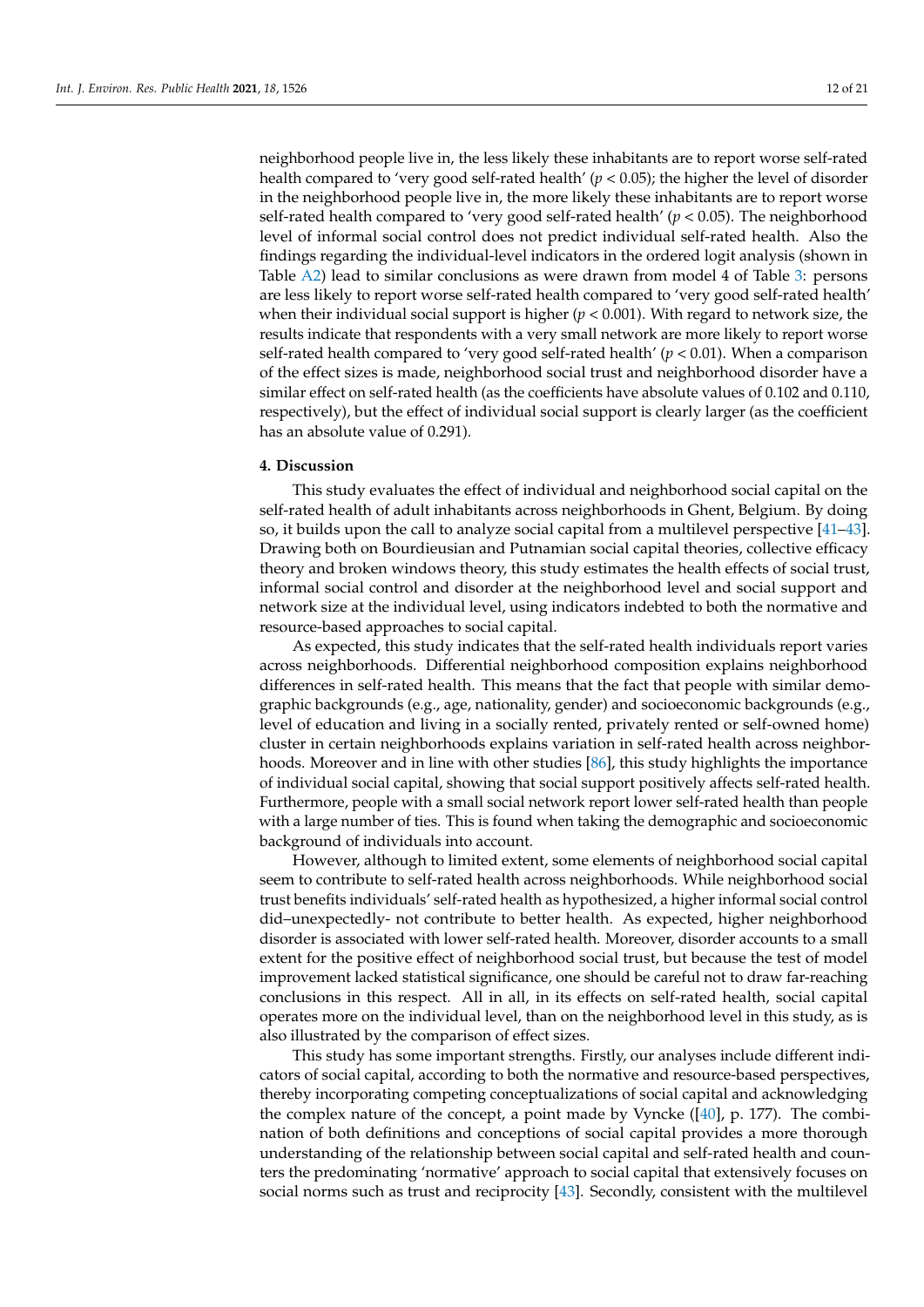neighborhood people live in, the less likely these inhabitants are to report worse self-rated health compared to 'very good self-rated health' ($p < 0.05$); the higher the level of disorder in the neighborhood people live in, the more likely these inhabitants are to report worse self-rated health compared to 'very good self-rated health' ($p < 0.05$). The neighborhood level of informal social control does not predict individual self-rated health. Also the findings regarding the individual-level indicators in the ordered logit analysis (shown in Table A2) lead to similar conclusions as were drawn from model 4 of Table 3: persons are less likely to report worse self-rated health compared to 'very good self-rated health' when their individual social support is higher ($p < 0.001$). With regard to network size, the results indicate that respondents with a very small network are more likely to report worse self-rated health compared to 'very good self-rated health' ($p < 0.01$). When a comparison of the effect sizes is made, neighborhood social trust and neighborhood disorder have a similar effect on self-rated health (as the coefficients have absolute values of 0.102 and 0.110, respectively), but the effect of individual social support is clearly larger (as the coefficient has an absolute value of 0.291).

## 4. Discussion

This study evaluates the effect of individual and neighborhood social capital on the self-rated health of adult inhabitants across neighborhoods in Ghent, Belgium. By doing so, it builds upon the call to analyze social capital from a multilevel perspective [41–43]. Drawing both on Bourdieusian and Putnamian social capital theories, collective efficacy theory and broken windows theory, this study estimates the health effects of social trust, informal social control and disorder at the neighborhood level and social support and network size at the individual level, using indicators indebted to both the normative and resource-based approaches to social capital.

As expected, this study indicates that the self-rated health individuals report varies across neighborhoods. Differential neighborhood composition explains neighborhood differences in self-rated health. This means that the fact that people with similar demographic backgrounds (e.g., age, nationality, gender) and socioeconomic backgrounds (e.g., level of education and living in a socially rented, privately rented or self-owned home) cluster in certain neighborhoods explains variation in self-rated health across neighborhoods. Moreover and in line with other studies [86], this study highlights the importance of individual social capital, showing that social support positively affects self-rated health. Furthermore, people with a small social network report lower self-rated health than people with a large number of ties. This is found when taking the demographic and socioeconomic background of individuals into account.

However, although to limited extent, some elements of neighborhood social capital seem to contribute to self-rated health across neighborhoods. While neighborhood social trust benefits individuals' self-rated health as hypothesized, a higher informal social control did–unexpectedly- not contribute to better health. As expected, higher neighborhood disorder is associated with lower self-rated health. Moreover, disorder accounts to a small extent for the positive effect of neighborhood social trust, but because the test of model improvement lacked statistical significance, one should be careful not to draw far-reaching conclusions in this respect. All in all, in its effects on self-rated health, social capital operates more on the individual level, than on the neighborhood level in this study, as is also illustrated by the comparison of effect sizes.

This study has some important strengths. Firstly, our analyses include different indicators of social capital, according to both the normative and resource-based perspectives, thereby incorporating competing conceptualizations of social capital and acknowledging the complex nature of the concept, a point made by Vyncke ([40], p. 177). The combination of both definitions and conceptions of social capital provides a more thorough understanding of the relationship between social capital and self-rated health and counters the predominating 'normative' approach to social capital that extensively focuses on social norms such as trust and reciprocity [43]. Secondly, consistent with the multilevel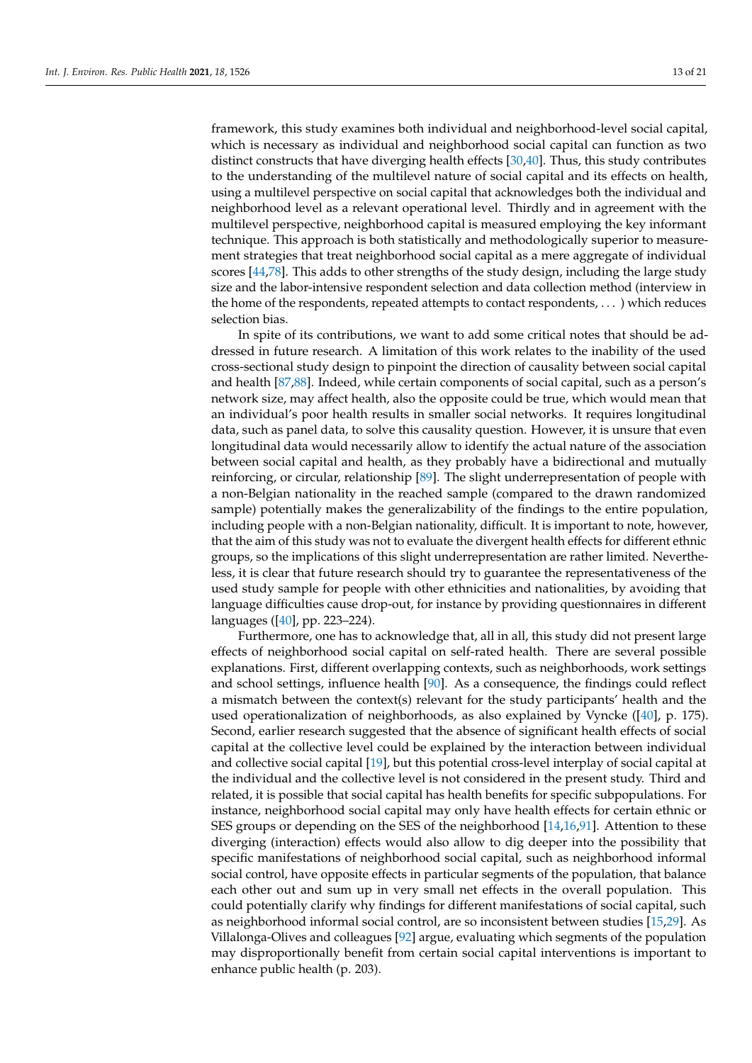framework, this study examines both individual and neighborhood-level social capital, which is necessary as individual and neighborhood social capital can function as two distinct constructs that have diverging health effects [30,40]. Thus, this study contributes to the understanding of the multilevel nature of social capital and its effects on health, using a multilevel perspective on social capital that acknowledges both the individual and neighborhood level as a relevant operational level. Thirdly and in agreement with the multilevel perspective, neighborhood capital is measured employing the key informant technique. This approach is both statistically and methodologically superior to measurement strategies that treat neighborhood social capital as a mere aggregate of individual scores [44,78]. This adds to other strengths of the study design, including the large study size and the labor-intensive respondent selection and data collection method (interview in the home of the respondents, repeated attempts to contact respondents, . . . ) which reduces selection bias.

In spite of its contributions, we want to add some critical notes that should be addressed in future research. A limitation of this work relates to the inability of the used cross-sectional study design to pinpoint the direction of causality between social capital and health [87,88]. Indeed, while certain components of social capital, such as a person's network size, may affect health, also the opposite could be true, which would mean that an individual's poor health results in smaller social networks. It requires longitudinal data, such as panel data, to solve this causality question. However, it is unsure that even longitudinal data would necessarily allow to identify the actual nature of the association between social capital and health, as they probably have a bidirectional and mutually reinforcing, or circular, relationship [89]. The slight underrepresentation of people with a non-Belgian nationality in the reached sample (compared to the drawn randomized sample) potentially makes the generalizability of the findings to the entire population, including people with a non-Belgian nationality, difficult. It is important to note, however, that the aim of this study was not to evaluate the divergent health effects for different ethnic groups, so the implications of this slight underrepresentation are rather limited. Nevertheless, it is clear that future research should try to guarantee the representativeness of the used study sample for people with other ethnicities and nationalities, by avoiding that language difficulties cause drop-out, for instance by providing questionnaires in different languages ([40], pp. 223–224).

Furthermore, one has to acknowledge that, all in all, this study did not present large effects of neighborhood social capital on self-rated health. There are several possible explanations. First, different overlapping contexts, such as neighborhoods, work settings and school settings, influence health [90]. As a consequence, the findings could reflect a mismatch between the context(s) relevant for the study participants' health and the used operationalization of neighborhoods, as also explained by Vyncke ([40], p. 175). Second, earlier research suggested that the absence of significant health effects of social capital at the collective level could be explained by the interaction between individual and collective social capital [19], but this potential cross-level interplay of social capital at the individual and the collective level is not considered in the present study. Third and related, it is possible that social capital has health benefits for specific subpopulations. For instance, neighborhood social capital may only have health effects for certain ethnic or SES groups or depending on the SES of the neighborhood [14,16,91]. Attention to these diverging (interaction) effects would also allow to dig deeper into the possibility that specific manifestations of neighborhood social capital, such as neighborhood informal social control, have opposite effects in particular segments of the population, that balance each other out and sum up in very small net effects in the overall population. This could potentially clarify why findings for different manifestations of social capital, such as neighborhood informal social control, are so inconsistent between studies [15,29]. As Villalonga-Olives and colleagues [92] argue, evaluating which segments of the population may disproportionally benefit from certain social capital interventions is important to enhance public health (p. 203).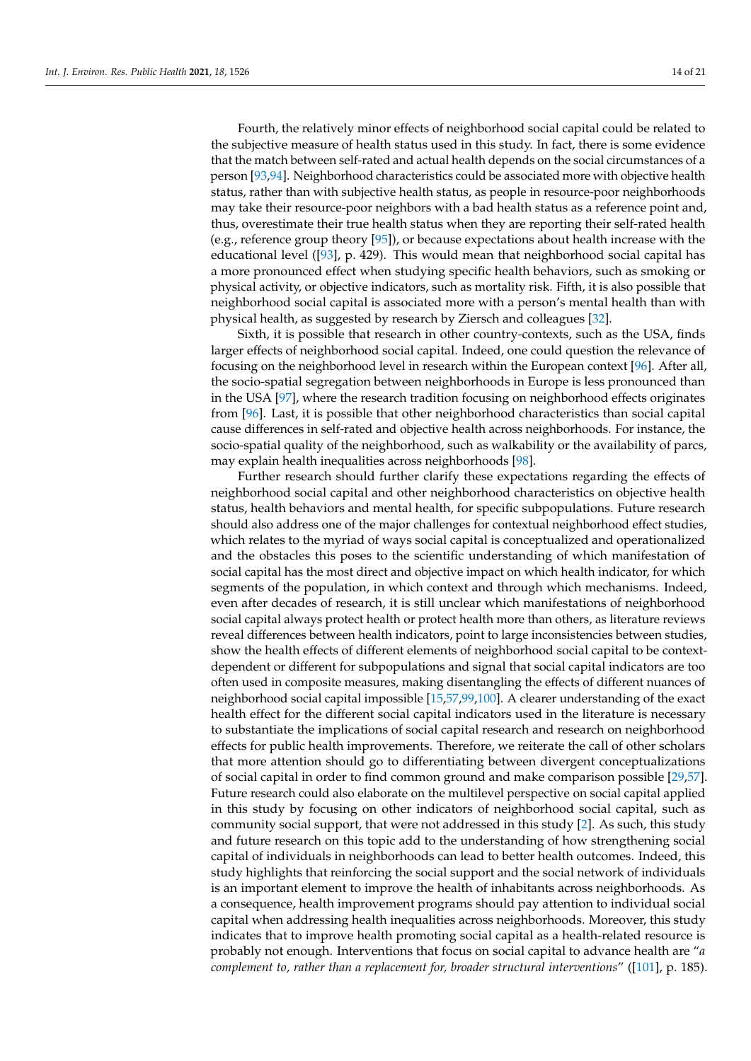Fourth, the relatively minor effects of neighborhood social capital could be related to the subjective measure of health status used in this study. In fact, there is some evidence that the match between self-rated and actual health depends on the social circumstances of a person [93,94]. Neighborhood characteristics could be associated more with objective health status, rather than with subjective health status, as people in resource-poor neighborhoods may take their resource-poor neighbors with a bad health status as a reference point and, thus, overestimate their true health status when they are reporting their self-rated health (e.g., reference group theory [95]), or because expectations about health increase with the educational level ([93], p. 429). This would mean that neighborhood social capital has a more pronounced effect when studying specific health behaviors, such as smoking or physical activity, or objective indicators, such as mortality risk. Fifth, it is also possible that neighborhood social capital is associated more with a person's mental health than with physical health, as suggested by research by Ziersch and colleagues [32].

Sixth, it is possible that research in other country-contexts, such as the USA, finds larger effects of neighborhood social capital. Indeed, one could question the relevance of focusing on the neighborhood level in research within the European context [96]. After all, the socio-spatial segregation between neighborhoods in Europe is less pronounced than in the USA [97], where the research tradition focusing on neighborhood effects originates from [96]. Last, it is possible that other neighborhood characteristics than social capital cause differences in self-rated and objective health across neighborhoods. For instance, the socio-spatial quality of the neighborhood, such as walkability or the availability of parcs, may explain health inequalities across neighborhoods [98].

Further research should further clarify these expectations regarding the effects of neighborhood social capital and other neighborhood characteristics on objective health status, health behaviors and mental health, for specific subpopulations. Future research should also address one of the major challenges for contextual neighborhood effect studies, which relates to the myriad of ways social capital is conceptualized and operationalized and the obstacles this poses to the scientific understanding of which manifestation of social capital has the most direct and objective impact on which health indicator, for which segments of the population, in which context and through which mechanisms. Indeed, even after decades of research, it is still unclear which manifestations of neighborhood social capital always protect health or protect health more than others, as literature reviews reveal differences between health indicators, point to large inconsistencies between studies, show the health effects of different elements of neighborhood social capital to be context-dependent or different for subpopulations and signal that social capital indicators are too often used in composite measures, making disentangling the effects of different nuances of neighborhood social capital impossible [15,57,99,100]. A clearer understanding of the exact health effect for the different social capital indicators used in the literature is necessary to substantiate the implications of social capital research and research on neighborhood effects for public health improvements. Therefore, we reiterate the call of other scholars that more attention should go to differentiating between divergent conceptualizations of social capital in order to find common ground and make comparison possible [29,57]. Future research could also elaborate on the multilevel perspective on social capital applied in this study by focusing on other indicators of neighborhood social capital, such as community social support, that were not addressed in this study [2]. As such, this study and future research on this topic add to the understanding of how strengthening social capital of individuals in neighborhoods can lead to better health outcomes. Indeed, this study highlights that reinforcing the social support and the social network of individuals is an important element to improve the health of inhabitants across neighborhoods. As a consequence, health improvement programs should pay attention to individual social capital when addressing health inequalities across neighborhoods. Moreover, this study indicates that to improve health promoting social capital as a health-related resource is probably not enough. Interventions that focus on social capital to advance health are "*a complement to, rather than a replacement for, broader structural interventions*" ([101], p. 185).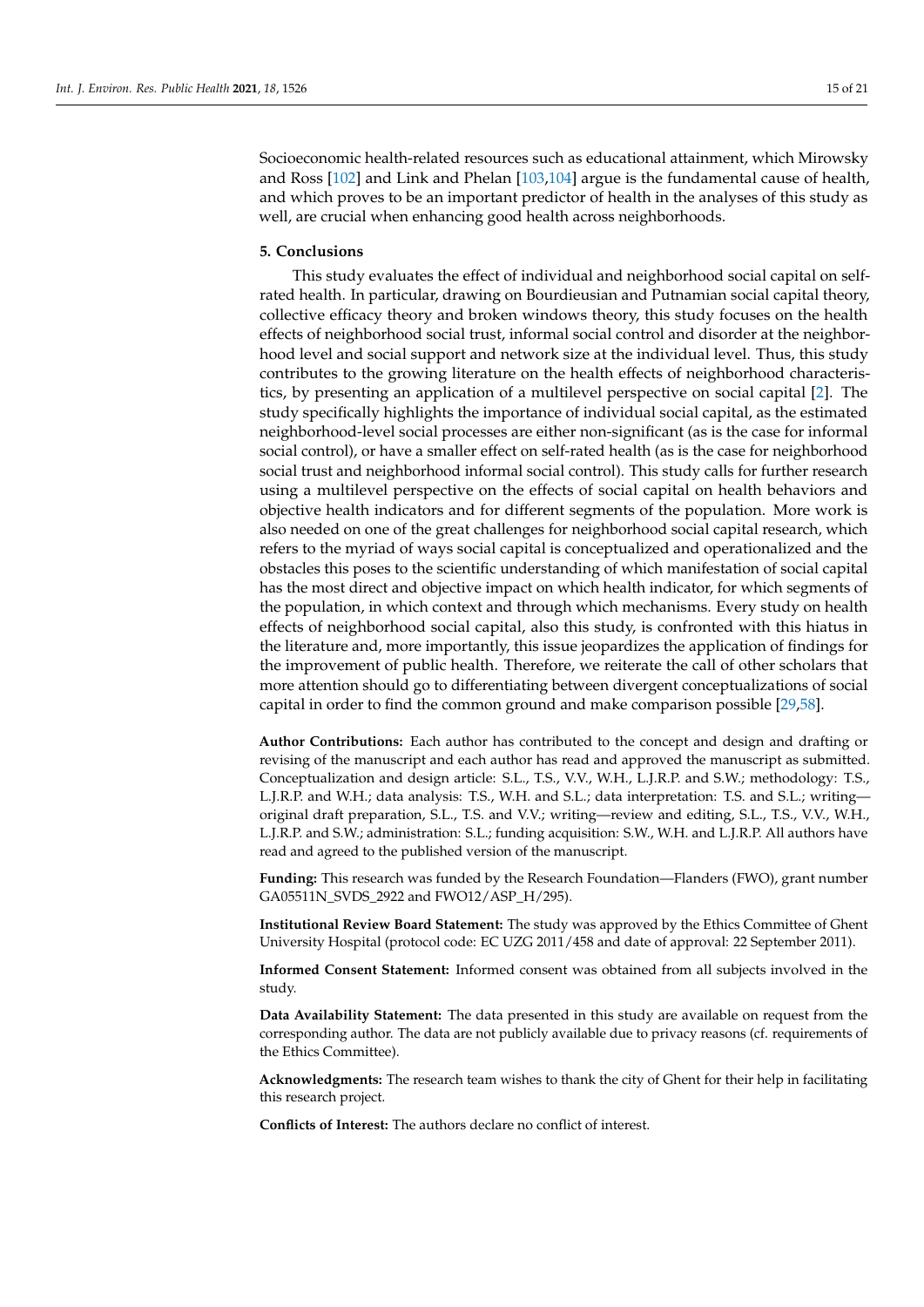Socioeconomic health-related resources such as educational attainment, which Mirowsky and Ross [102] and Link and Phelan [103,104] argue is the fundamental cause of health, and which proves to be an important predictor of health in the analyses of this study as well, are crucial when enhancing good health across neighborhoods.

## 5. Conclusions

This study evaluates the effect of individual and neighborhood social capital on self-rated health. In particular, drawing on Bourdieusian and Putnamian social capital theory, collective efficacy theory and broken windows theory, this study focuses on the health effects of neighborhood social trust, informal social control and disorder at the neighborhood level and social support and network size at the individual level. Thus, this study contributes to the growing literature on the health effects of neighborhood characteristics, by presenting an application of a multilevel perspective on social capital [2]. The study specifically highlights the importance of individual social capital, as the estimated neighborhood-level social processes are either non-significant (as is the case for informal social control), or have a smaller effect on self-rated health (as is the case for neighborhood social trust and neighborhood informal social control). This study calls for further research using a multilevel perspective on the effects of social capital on health behaviors and objective health indicators and for different segments of the population. More work is also needed on one of the great challenges for neighborhood social capital research, which refers to the myriad of ways social capital is conceptualized and operationalized and the obstacles this poses to the scientific understanding of which manifestation of social capital has the most direct and objective impact on which health indicator, for which segments of the population, in which context and through which mechanisms. Every study on health effects of neighborhood social capital, also this study, is confronted with this hiatus in the literature and, more importantly, this issue jeopardizes the application of findings for the improvement of public health. Therefore, we reiterate the call of other scholars that more attention should go to differentiating between divergent conceptualizations of social capital in order to find the common ground and make comparison possible [29,58].

**Author Contributions:** Each author has contributed to the concept and design and drafting or revising of the manuscript and each author has read and approved the manuscript as submitted. Conceptualization and design article: S.L., T.S., V.V., W.H., L.J.R.P. and S.W.; methodology: T.S., L.J.R.P. and W.H.; data analysis: T.S., W.H. and S.L.; data interpretation: T.S. and S.L.; writing—original draft preparation, S.L., T.S. and V.V.; writing—review and editing, S.L., T.S., V.V., W.H., L.J.R.P. and S.W.; administration: S.L.; funding acquisition: S.W., W.H. and L.J.R.P. All authors have read and agreed to the published version of the manuscript.

**Funding:** This research was funded by the Research Foundation—Flanders (FWO), grant number GA05511N_SVDS_2922 and FWO12/ASP_H/295).

**Institutional Review Board Statement:** The study was approved by the Ethics Committee of Ghent University Hospital (protocol code: EC UZG 2011/458 and date of approval: 22 September 2011).

**Informed Consent Statement:** Informed consent was obtained from all subjects involved in the study.

**Data Availability Statement:** The data presented in this study are available on request from the corresponding author. The data are not publicly available due to privacy reasons (cf. requirements of the Ethics Committee).

**Acknowledgments:** The research team wishes to thank the city of Ghent for their help in facilitating this research project.

**Conflicts of Interest:** The authors declare no conflict of interest.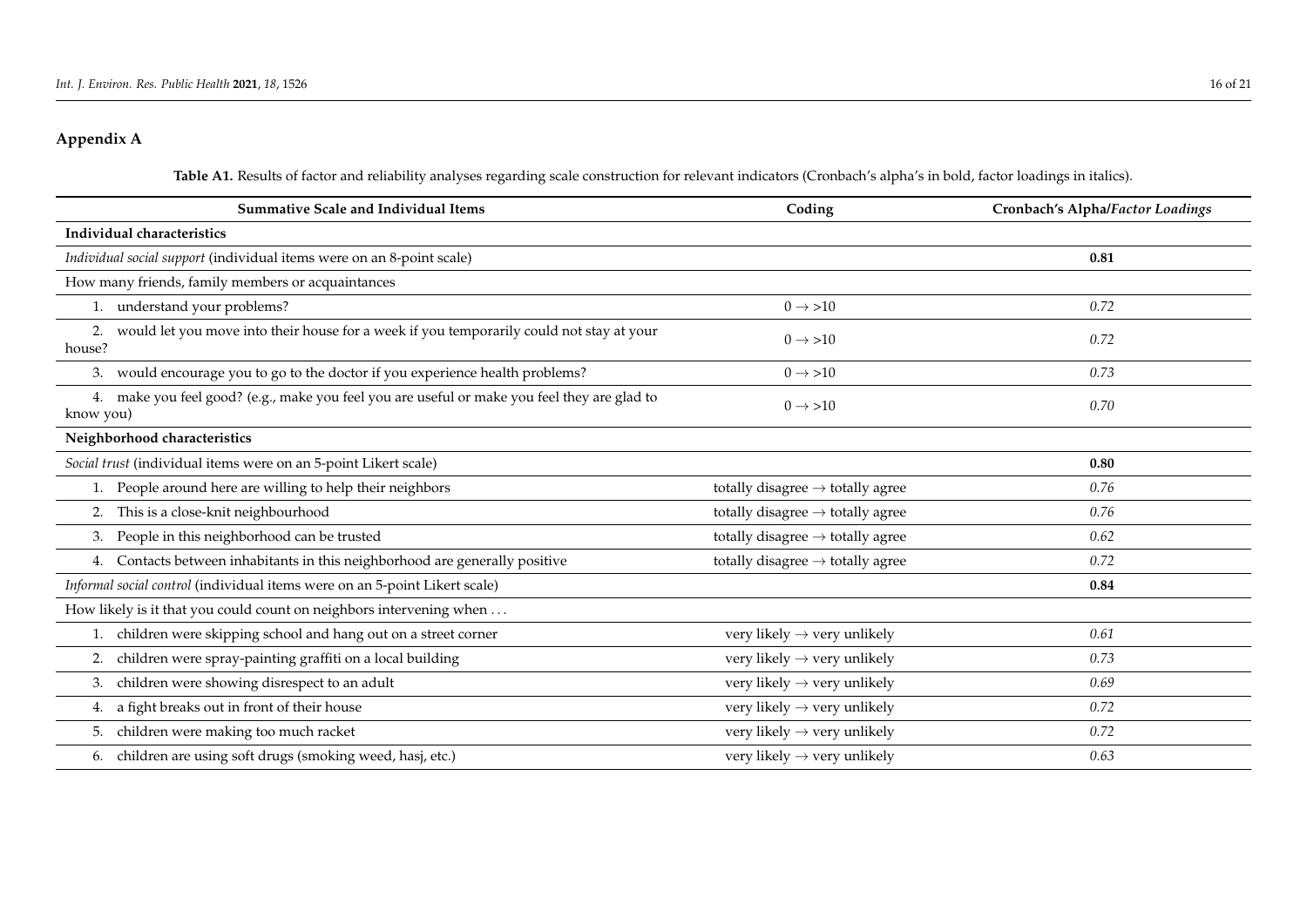## Appendix A

**Table A1.** Results of factor and reliability analyses regarding scale construction for relevant indicators (Cronbach's alpha's in bold, factor loadings in italics).

| Summative Scale and Individual Items | Coding | Cronbach's Alpha/*Factor Loadings* |
|---|---|---|
| **Individual characteristics** | | |
| *Individual social support* (individual items were on an 8-point scale) | | **0.81** |
| How many friends, family members or acquaintances | | |
| 1. understand your problems? | 0 → >10 | *0.72* |
| 2. would let you move into their house for a week if you temporarily could not stay at your house? | 0 → >10 | *0.72* |
| 3. would encourage you to go to the doctor if you experience health problems? | 0 → >10 | *0.73* |
| 4. make you feel good? (e.g., make you feel you are useful or make you feel they are glad to know you) | 0 → >10 | *0.70* |
| **Neighborhood characteristics** | | |
| *Social trust* (individual items were on an 5-point Likert scale) | | **0.80** |
| 1. People around here are willing to help their neighbors | totally disagree → totally agree | *0.76* |
| 2. This is a close-knit neighbourhood | totally disagree → totally agree | *0.76* |
| 3. People in this neighborhood can be trusted | totally disagree → totally agree | *0.62* |
| 4. Contacts between inhabitants in this neighborhood are generally positive | totally disagree → totally agree | *0.72* |
| *Informal social control* (individual items were on an 5-point Likert scale) | | **0.84** |
| How likely is it that you could count on neighbors intervening when … | | |
| 1. children were skipping school and hang out on a street corner | very likely → very unlikely | *0.61* |
| 2. children were spray-painting graffiti on a local building | very likely → very unlikely | *0.73* |
| 3. children were showing disrespect to an adult | very likely → very unlikely | *0.69* |
| 4. a fight breaks out in front of their house | very likely → very unlikely | *0.72* |
| 5. children were making too much racket | very likely → very unlikely | *0.72* |
| 6. children are using soft drugs (smoking weed, hasj, etc.) | very likely → very unlikely | *0.63* |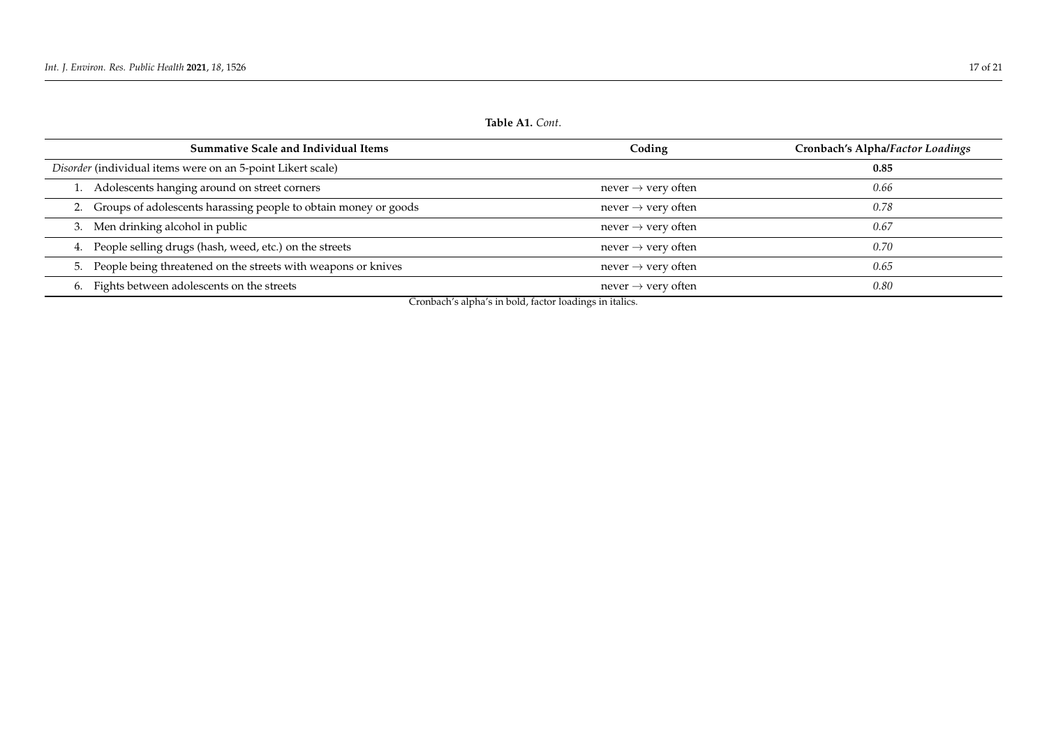**Table A1.** *Cont.*

| Summative Scale and Individual Items | Coding | Cronbach's Alpha/*Factor Loadings* |
|---|---|---|
| *Disorder* (individual items were on an 5-point Likert scale) | | **0.85** |
| 1. Adolescents hanging around on street corners | never → very often | *0.66* |
| 2. Groups of adolescents harassing people to obtain money or goods | never → very often | *0.78* |
| 3. Men drinking alcohol in public | never → very often | *0.67* |
| 4. People selling drugs (hash, weed, etc.) on the streets | never → very often | *0.70* |
| 5. People being threatened on the streets with weapons or knives | never → very often | *0.65* |
| 6. Fights between adolescents on the streets | never → very often | *0.80* |

Cronbach's alpha's in bold, factor loadings in italics.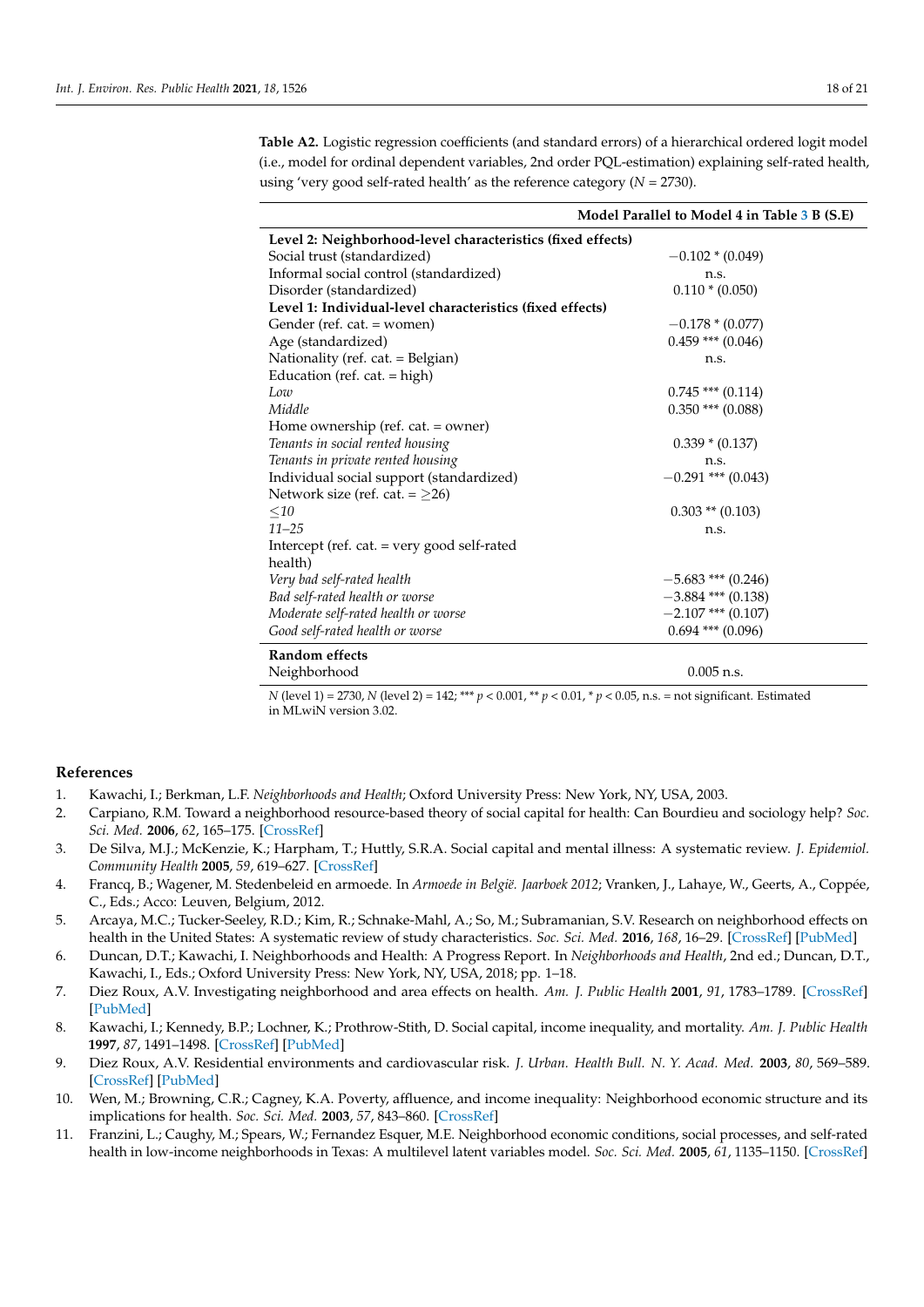**Table A2.** Logistic regression coefficients (and standard errors) of a hierarchical ordered logit model (i.e., model for ordinal dependent variables, 2nd order PQL-estimation) explaining self-rated health, using 'very good self-rated health' as the reference category ($N = 2730$).

| | Model Parallel to Model 4 in Table 3 B (S.E) |
|---|---|
| **Level 2: Neighborhood-level characteristics (fixed effects)** | |
| Social trust (standardized) | −0.102 * (0.049) |
| Informal social control (standardized) | n.s. |
| Disorder (standardized) | 0.110 * (0.050) |
| **Level 1: Individual-level characteristics (fixed effects)** | |
| Gender (ref. cat. = women) | −0.178 * (0.077) |
| Age (standardized) | 0.459 *** (0.046) |
| Nationality (ref. cat. = Belgian) | n.s. |
| Education (ref. cat. = high) | |
| *Low* | 0.745 *** (0.114) |
| *Middle* | 0.350 *** (0.088) |
| Home ownership (ref. cat. = owner) | |
| *Tenants in social rented housing* | 0.339 * (0.137) |
| *Tenants in private rented housing* | n.s. |
| Individual social support (standardized) | −0.291 *** (0.043) |
| Network size (ref. cat. = ≥26) | |
| *≤10* | 0.303 ** (0.103) |
| *11–25* | n.s. |
| Intercept (ref. cat. = very good self-rated health) | |
| *Very bad self-rated health* | −5.683 *** (0.246) |
| *Bad self-rated health or worse* | −3.884 *** (0.138) |
| *Moderate self-rated health or worse* | −2.107 *** (0.107) |
| *Good self-rated health or worse* | 0.694 *** (0.096) |
| **Random effects** | |
| Neighborhood | 0.005 n.s. |

$N$ (level 1) = 2730, $N$ (level 2) = 142; *** $p < 0.001$, ** $p < 0.01$, * $p < 0.05$, n.s. = not significant. Estimated in MLwiN version 3.02.

## References

1. Kawachi, I.; Berkman, L.F. *Neighborhoods and Health*; Oxford University Press: New York, NY, USA, 2003.
2. Carpiano, R.M. Toward a neighborhood resource-based theory of social capital for health: Can Bourdieu and sociology help? *Soc. Sci. Med.* **2006**, *62*, 165–175. [CrossRef]
3. De Silva, M.J.; McKenzie, K.; Harpham, T.; Huttly, S.R.A. Social capital and mental illness: A systematic review. *J. Epidemiol. Community Health* **2005**, *59*, 619–627. [CrossRef]
4. Francq, B.; Wagener, M. Stedenbeleid en armoede. In *Armoede in België. Jaarboek 2012*; Vranken, J., Lahaye, W., Geerts, A., Coppée, C., Eds.; Acco: Leuven, Belgium, 2012.
5. Arcaya, M.C.; Tucker-Seeley, R.D.; Kim, R.; Schnake-Mahl, A.; So, M.; Subramanian, S.V. Research on neighborhood effects on health in the United States: A systematic review of study characteristics. *Soc. Sci. Med.* **2016**, *168*, 16–29. [CrossRef] [PubMed]
6. Duncan, D.T.; Kawachi, I. Neighborhoods and Health: A Progress Report. In *Neighborhoods and Health*, 2nd ed.; Duncan, D.T., Kawachi, I., Eds.; Oxford University Press: New York, NY, USA, 2018; pp. 1–18.
7. Diez Roux, A.V. Investigating neighborhood and area effects on health. *Am. J. Public Health* **2001**, *91*, 1783–1789. [CrossRef] [PubMed]
8. Kawachi, I.; Kennedy, B.P.; Lochner, K.; Prothrow-Stith, D. Social capital, income inequality, and mortality. *Am. J. Public Health* **1997**, *87*, 1491–1498. [CrossRef] [PubMed]
9. Diez Roux, A.V. Residential environments and cardiovascular risk. *J. Urban. Health Bull. N. Y. Acad. Med.* **2003**, *80*, 569–589. [CrossRef] [PubMed]
10. Wen, M.; Browning, C.R.; Cagney, K.A. Poverty, affluence, and income inequality: Neighborhood economic structure and its implications for health. *Soc. Sci. Med.* **2003**, *57*, 843–860. [CrossRef]
11. Franzini, L.; Caughy, M.; Spears, W.; Fernandez Esquer, M.E. Neighborhood economic conditions, social processes, and self-rated health in low-income neighborhoods in Texas: A multilevel latent variables model. *Soc. Sci. Med.* **2005**, *61*, 1135–1150. [CrossRef]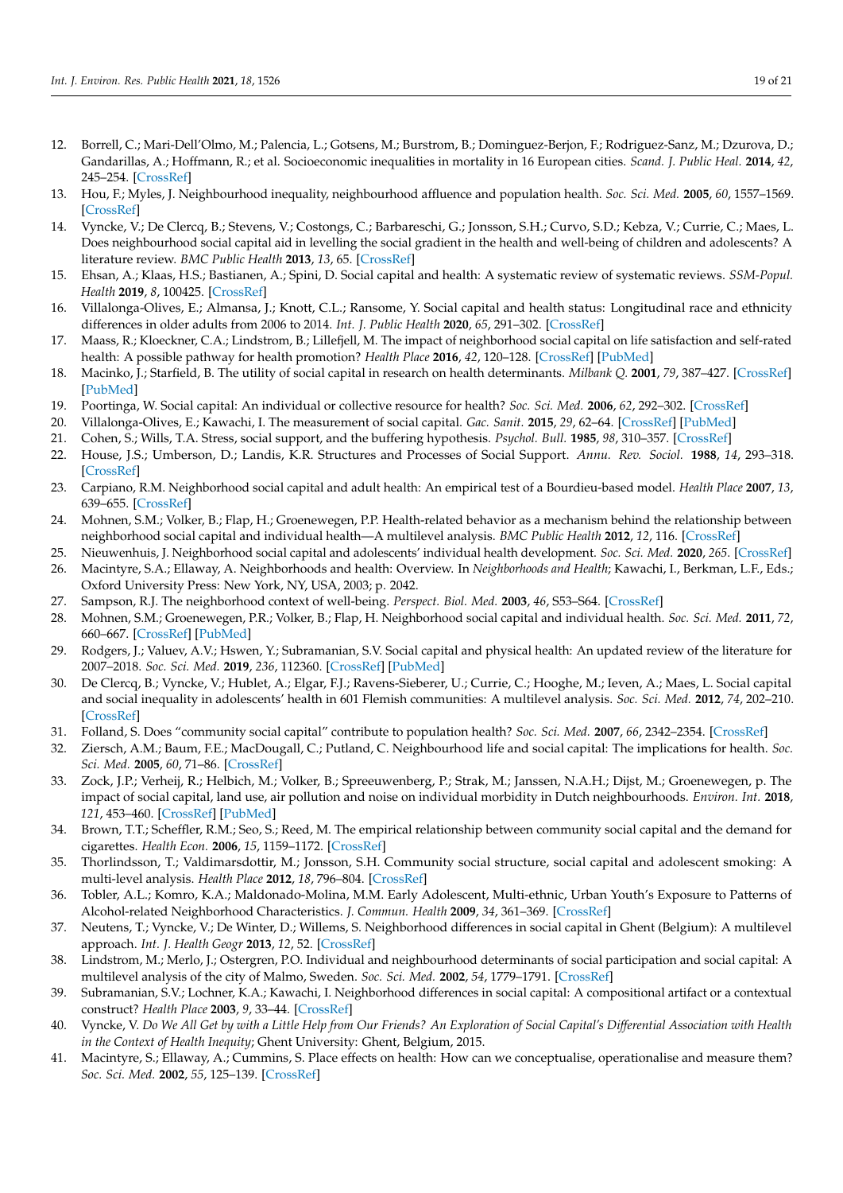12. Borrell, C.; Mari-Dell'Olmo, M.; Palencia, L.; Gotsens, M.; Burstrom, B.; Dominguez-Berjon, F.; Rodriguez-Sanz, M.; Dzurova, D.; Gandarillas, A.; Hoffmann, R.; et al. Socioeconomic inequalities in mortality in 16 European cities. *Scand. J. Public Heal.* **2014**, *42*, 245–254. [CrossRef]
13. Hou, F.; Myles, J. Neighbourhood inequality, neighbourhood affluence and population health. *Soc. Sci. Med.* **2005**, *60*, 1557–1569. [CrossRef]
14. Vyncke, V.; De Clercq, B.; Stevens, V.; Costongs, C.; Barbareschi, G.; Jonsson, S.H.; Curvo, S.D.; Kebza, V.; Currie, C.; Maes, L. Does neighbourhood social capital aid in levelling the social gradient in the health and well-being of children and adolescents? A literature review. *BMC Public Health* **2013**, *13*, 65. [CrossRef]
15. Ehsan, A.; Klaas, H.S.; Bastianen, A.; Spini, D. Social capital and health: A systematic review of systematic reviews. *SSM-Popul. Health* **2019**, *8*, 100425. [CrossRef]
16. Villalonga-Olives, E.; Almansa, J.; Knott, C.L.; Ransome, Y. Social capital and health status: Longitudinal race and ethnicity differences in older adults from 2006 to 2014. *Int. J. Public Health* **2020**, *65*, 291–302. [CrossRef]
17. Maass, R.; Kloeckner, C.A.; Lindstrom, B.; Lillefjell, M. The impact of neighborhood social capital on life satisfaction and self-rated health: A possible pathway for health promotion? *Health Place* **2016**, *42*, 120–128. [CrossRef] [PubMed]
18. Macinko, J.; Starfield, B. The utility of social capital in research on health determinants. *Milbank Q.* **2001**, *79*, 387–427. [CrossRef] [PubMed]
19. Poortinga, W. Social capital: An individual or collective resource for health? *Soc. Sci. Med.* **2006**, *62*, 292–302. [CrossRef]
20. Villalonga-Olives, E.; Kawachi, I. The measurement of social capital. *Gac. Sanit.* **2015**, *29*, 62–64. [CrossRef] [PubMed]
21. Cohen, S.; Wills, T.A. Stress, social support, and the buffering hypothesis. *Psychol. Bull.* **1985**, *98*, 310–357. [CrossRef]
22. House, J.S.; Umberson, D.; Landis, K.R. Structures and Processes of Social Support. *Annu. Rev. Sociol.* **1988**, *14*, 293–318. [CrossRef]
23. Carpiano, R.M. Neighborhood social capital and adult health: An empirical test of a Bourdieu-based model. *Health Place* **2007**, *13*, 639–655. [CrossRef]
24. Mohnen, S.M.; Volker, B.; Flap, H.; Groenewegen, P.P. Health-related behavior as a mechanism behind the relationship between neighborhood social capital and individual health—A multilevel analysis. *BMC Public Health* **2012**, *12*, 116. [CrossRef]
25. Nieuwenhuis, J. Neighborhood social capital and adolescents' individual health development. *Soc. Sci. Med.* **2020**, *265*. [CrossRef]
26. Macintyre, S.A.; Ellaway, A. Neighborhoods and health: Overview. In *Neighborhoods and Health*; Kawachi, I., Berkman, L.F., Eds.; Oxford University Press: New York, NY, USA, 2003; p. 2042.
27. Sampson, R.J. The neighborhood context of well-being. *Perspect. Biol. Med.* **2003**, *46*, S53–S64. [CrossRef]
28. Mohnen, S.M.; Groenewegen, P.R.; Volker, B.; Flap, H. Neighborhood social capital and individual health. *Soc. Sci. Med.* **2011**, *72*, 660–667. [CrossRef] [PubMed]
29. Rodgers, J.; Valuev, A.V.; Hswen, Y.; Subramanian, S.V. Social capital and physical health: An updated review of the literature for 2007–2018. *Soc. Sci. Med.* **2019**, *236*, 112360. [CrossRef] [PubMed]
30. De Clercq, B.; Vyncke, V.; Hublet, A.; Elgar, F.J.; Ravens-Sieberer, U.; Currie, C.; Hooghe, M.; Ieven, A.; Maes, L. Social capital and social inequality in adolescents' health in 601 Flemish communities: A multilevel analysis. *Soc. Sci. Med.* **2012**, *74*, 202–210. [CrossRef]
31. Folland, S. Does "community social capital" contribute to population health? *Soc. Sci. Med.* **2007**, *66*, 2342–2354. [CrossRef]
32. Ziersch, A.M.; Baum, F.E.; MacDougall, C.; Putland, C. Neighbourhood life and social capital: The implications for health. *Soc. Sci. Med.* **2005**, *60*, 71–86. [CrossRef]
33. Zock, J.P.; Verheij, R.; Helbich, M.; Volker, B.; Spreeuwenberg, P.; Strak, M.; Janssen, N.A.H.; Dijst, M.; Groenewegen, p. The impact of social capital, land use, air pollution and noise on individual morbidity in Dutch neighbourhoods. *Environ. Int.* **2018**, *121*, 453–460. [CrossRef] [PubMed]
34. Brown, T.T.; Scheffler, R.M.; Seo, S.; Reed, M. The empirical relationship between community social capital and the demand for cigarettes. *Health Econ.* **2006**, *15*, 1159–1172. [CrossRef]
35. Thorlindsson, T.; Valdimarsdottir, M.; Jonsson, S.H. Community social structure, social capital and adolescent smoking: A multi-level analysis. *Health Place* **2012**, *18*, 796–804. [CrossRef]
36. Tobler, A.L.; Komro, K.A.; Maldonado-Molina, M.M. Early Adolescent, Multi-ethnic, Urban Youth's Exposure to Patterns of Alcohol-related Neighborhood Characteristics. *J. Commun. Health* **2009**, *34*, 361–369. [CrossRef]
37. Neutens, T.; Vyncke, V.; De Winter, D.; Willems, S. Neighborhood differences in social capital in Ghent (Belgium): A multilevel approach. *Int. J. Health Geogr* **2013**, *12*, 52. [CrossRef]
38. Lindstrom, M.; Merlo, J.; Ostergren, P.O. Individual and neighbourhood determinants of social participation and social capital: A multilevel analysis of the city of Malmo, Sweden. *Soc. Sci. Med.* **2002**, *54*, 1779–1791. [CrossRef]
39. Subramanian, S.V.; Lochner, K.A.; Kawachi, I. Neighborhood differences in social capital: A compositional artifact or a contextual construct? *Health Place* **2003**, *9*, 33–44. [CrossRef]
40. Vyncke, V. *Do We All Get by with a Little Help from Our Friends? An Exploration of Social Capital's Differential Association with Health in the Context of Health Inequity*; Ghent University: Ghent, Belgium, 2015.
41. Macintyre, S.; Ellaway, A.; Cummins, S. Place effects on health: How can we conceptualise, operationalise and measure them? *Soc. Sci. Med.* **2002**, *55*, 125–139. [CrossRef]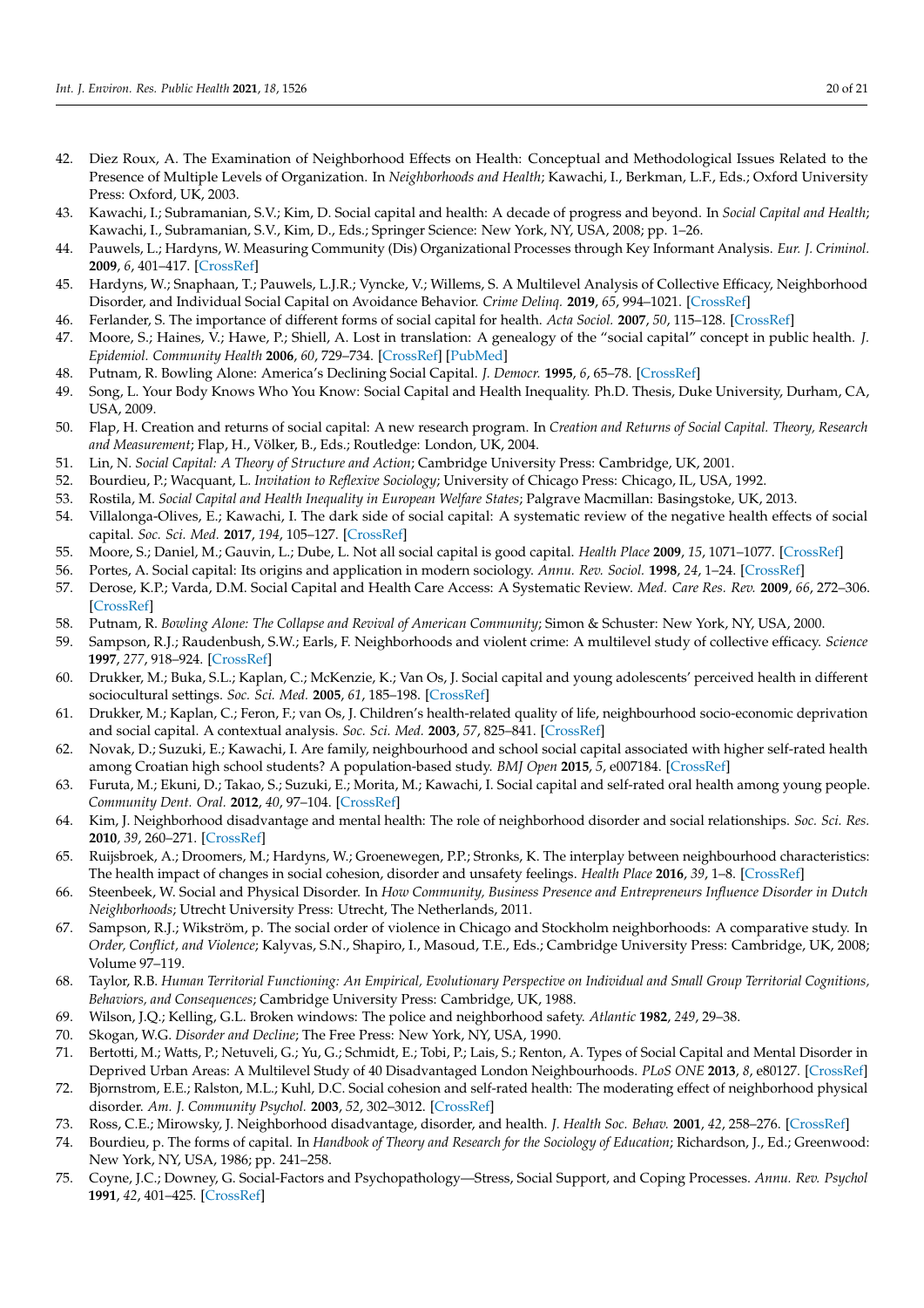42. Diez Roux, A. The Examination of Neighborhood Effects on Health: Conceptual and Methodological Issues Related to the Presence of Multiple Levels of Organization. In *Neighborhoods and Health*; Kawachi, I., Berkman, L.F., Eds.; Oxford University Press: Oxford, UK, 2003.
43. Kawachi, I.; Subramanian, S.V.; Kim, D. Social capital and health: A decade of progress and beyond. In *Social Capital and Health*; Kawachi, I., Subramanian, S.V., Kim, D., Eds.; Springer Science: New York, NY, USA, 2008; pp. 1–26.
44. Pauwels, L.; Hardyns, W. Measuring Community (Dis) Organizational Processes through Key Informant Analysis. *Eur. J. Criminol.* **2009**, *6*, 401–417. [CrossRef]
45. Hardyns, W.; Snaphaan, T.; Pauwels, L.J.R.; Vyncke, V.; Willems, S. A Multilevel Analysis of Collective Efficacy, Neighborhood Disorder, and Individual Social Capital on Avoidance Behavior. *Crime Delinq.* **2019**, *65*, 994–1021. [CrossRef]
46. Ferlander, S. The importance of different forms of social capital for health. *Acta Sociol.* **2007**, *50*, 115–128. [CrossRef]
47. Moore, S.; Haines, V.; Hawe, P.; Shiell, A. Lost in translation: A genealogy of the "social capital" concept in public health. *J. Epidemiol. Community Health* **2006**, *60*, 729–734. [CrossRef] [PubMed]
48. Putnam, R. Bowling Alone: America's Declining Social Capital. *J. Democr.* **1995**, *6*, 65–78. [CrossRef]
49. Song, L. Your Body Knows Who You Know: Social Capital and Health Inequality. Ph.D. Thesis, Duke University, Durham, CA, USA, 2009.
50. Flap, H. Creation and returns of social capital: A new research program. In *Creation and Returns of Social Capital. Theory, Research and Measurement*; Flap, H., Völker, B., Eds.; Routledge: London, UK, 2004.
51. Lin, N. *Social Capital: A Theory of Structure and Action*; Cambridge University Press: Cambridge, UK, 2001.
52. Bourdieu, P.; Wacquant, L. *Invitation to Reflexive Sociology*; University of Chicago Press: Chicago, IL, USA, 1992.
53. Rostila, M. *Social Capital and Health Inequality in European Welfare States*; Palgrave Macmillan: Basingstoke, UK, 2013.
54. Villalonga-Olives, E.; Kawachi, I. The dark side of social capital: A systematic review of the negative health effects of social capital. *Soc. Sci. Med.* **2017**, *194*, 105–127. [CrossRef]
55. Moore, S.; Daniel, M.; Gauvin, L.; Dube, L. Not all social capital is good capital. *Health Place* **2009**, *15*, 1071–1077. [CrossRef]
56. Portes, A. Social capital: Its origins and application in modern sociology. *Annu. Rev. Sociol.* **1998**, *24*, 1–24. [CrossRef]
57. Derose, K.P.; Varda, D.M. Social Capital and Health Care Access: A Systematic Review. *Med. Care Res. Rev.* **2009**, *66*, 272–306. [CrossRef]
58. Putnam, R. *Bowling Alone: The Collapse and Revival of American Community*; Simon & Schuster: New York, NY, USA, 2000.
59. Sampson, R.J.; Raudenbush, S.W.; Earls, F. Neighborhoods and violent crime: A multilevel study of collective efficacy. *Science* **1997**, *277*, 918–924. [CrossRef]
60. Drukker, M.; Buka, S.L.; Kaplan, C.; McKenzie, K.; Van Os, J. Social capital and young adolescents' perceived health in different sociocultural settings. *Soc. Sci. Med.* **2005**, *61*, 185–198. [CrossRef]
61. Drukker, M.; Kaplan, C.; Feron, F.; van Os, J. Children's health-related quality of life, neighbourhood socio-economic deprivation and social capital. A contextual analysis. *Soc. Sci. Med.* **2003**, *57*, 825–841. [CrossRef]
62. Novak, D.; Suzuki, E.; Kawachi, I. Are family, neighbourhood and school social capital associated with higher self-rated health among Croatian high school students? A population-based study. *BMJ Open* **2015**, *5*, e007184. [CrossRef]
63. Furuta, M.; Ekuni, D.; Takao, S.; Suzuki, E.; Morita, M.; Kawachi, I. Social capital and self-rated oral health among young people. *Community Dent. Oral.* **2012**, *40*, 97–104. [CrossRef]
64. Kim, J. Neighborhood disadvantage and mental health: The role of neighborhood disorder and social relationships. *Soc. Sci. Res.* **2010**, *39*, 260–271. [CrossRef]
65. Ruijsbroek, A.; Droomers, M.; Hardyns, W.; Groenewegen, P.P.; Stronks, K. The interplay between neighbourhood characteristics: The health impact of changes in social cohesion, disorder and unsafety feelings. *Health Place* **2016**, *39*, 1–8. [CrossRef]
66. Steenbeek, W. Social and Physical Disorder. In *How Community, Business Presence and Entrepreneurs Influence Disorder in Dutch Neighborhoods*; Utrecht University Press: Utrecht, The Netherlands, 2011.
67. Sampson, R.J.; Wikström, p. The social order of violence in Chicago and Stockholm neighborhoods: A comparative study. In *Order, Conflict, and Violence*; Kalyvas, S.N., Shapiro, I., Masoud, T.E., Eds.; Cambridge University Press: Cambridge, UK, 2008; Volume 97–119.
68. Taylor, R.B. *Human Territorial Functioning: An Empirical, Evolutionary Perspective on Individual and Small Group Territorial Cognitions, Behaviors, and Consequences*; Cambridge University Press: Cambridge, UK, 1988.
69. Wilson, J.Q.; Kelling, G.L. Broken windows: The police and neighborhood safety. *Atlantic* **1982**, *249*, 29–38.
70. Skogan, W.G. *Disorder and Decline*; The Free Press: New York, NY, USA, 1990.
71. Bertotti, M.; Watts, P.; Netuveli, G.; Yu, G.; Schmidt, E.; Tobi, P.; Lais, S.; Renton, A. Types of Social Capital and Mental Disorder in Deprived Urban Areas: A Multilevel Study of 40 Disadvantaged London Neighbourhoods. *PLoS ONE* **2013**, *8*, e80127. [CrossRef]
72. Bjornstrom, E.E.; Ralston, M.L.; Kuhl, D.C. Social cohesion and self-rated health: The moderating effect of neighborhood physical disorder. *Am. J. Community Psychol.* **2003**, *52*, 302–3012. [CrossRef]
73. Ross, C.E.; Mirowsky, J. Neighborhood disadvantage, disorder, and health. *J. Health Soc. Behav.* **2001**, *42*, 258–276. [CrossRef]
74. Bourdieu, p. The forms of capital. In *Handbook of Theory and Research for the Sociology of Education*; Richardson, J., Ed.; Greenwood: New York, NY, USA, 1986; pp. 241–258.
75. Coyne, J.C.; Downey, G. Social-Factors and Psychopathology—Stress, Social Support, and Coping Processes. *Annu. Rev. Psychol* **1991**, *42*, 401–425. [CrossRef]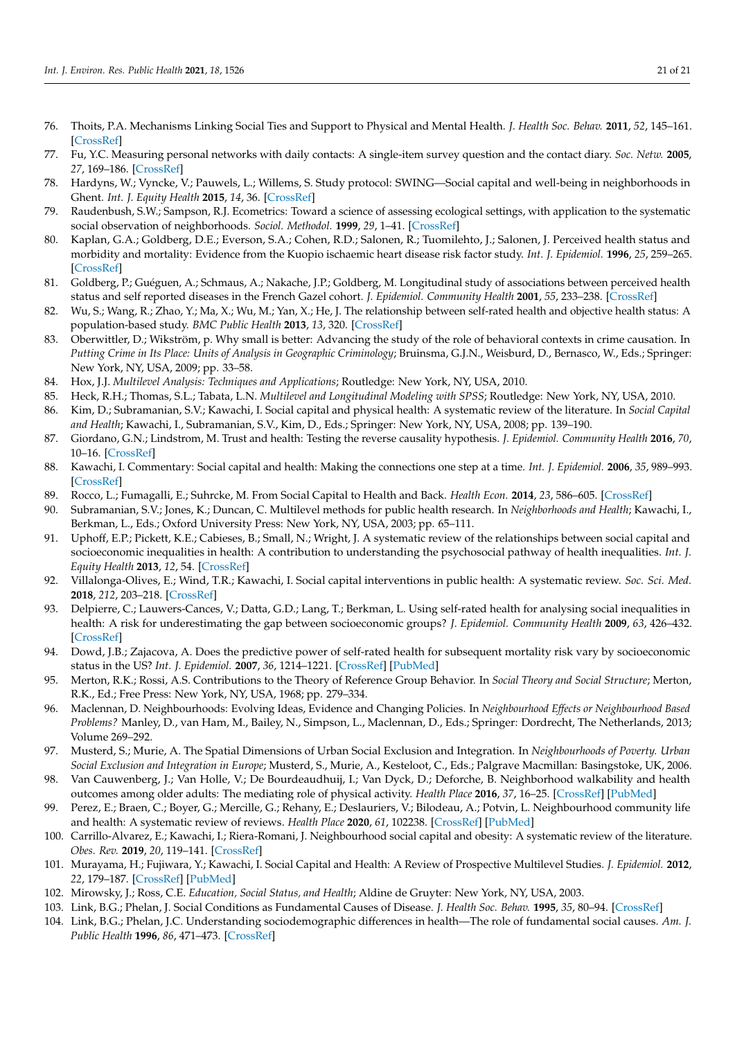76. Thoits, P.A. Mechanisms Linking Social Ties and Support to Physical and Mental Health. *J. Health Soc. Behav.* **2011**, *52*, 145–161. [CrossRef]
77. Fu, Y.C. Measuring personal networks with daily contacts: A single-item survey question and the contact diary. *Soc. Netw.* **2005**, *27*, 169–186. [CrossRef]
78. Hardyns, W.; Vyncke, V.; Pauwels, L.; Willems, S. Study protocol: SWING—Social capital and well-being in neighborhoods in Ghent. *Int. J. Equity Health* **2015**, *14*, 36. [CrossRef]
79. Raudenbush, S.W.; Sampson, R.J. Ecometrics: Toward a science of assessing ecological settings, with application to the systematic social observation of neighborhoods. *Sociol. Methodol.* **1999**, *29*, 1–41. [CrossRef]
80. Kaplan, G.A.; Goldberg, D.E.; Everson, S.A.; Cohen, R.D.; Salonen, R.; Tuomilehto, J.; Salonen, J. Perceived health status and morbidity and mortality: Evidence from the Kuopio ischaemic heart disease risk factor study. *Int. J. Epidemiol.* **1996**, *25*, 259–265. [CrossRef]
81. Goldberg, P.; Guéguen, A.; Schmaus, A.; Nakache, J.P.; Goldberg, M. Longitudinal study of associations between perceived health status and self reported diseases in the French Gazel cohort. *J. Epidemiol. Community Health* **2001**, *55*, 233–238. [CrossRef]
82. Wu, S.; Wang, R.; Zhao, Y.; Ma, X.; Wu, M.; Yan, X.; He, J. The relationship between self-rated health and objective health status: A population-based study. *BMC Public Health* **2013**, *13*, 320. [CrossRef]
83. Oberwittler, D.; Wikström, p. Why small is better: Advancing the study of the role of behavioral contexts in crime causation. In *Putting Crime in Its Place: Units of Analysis in Geographic Criminology*; Bruinsma, G.J.N., Weisburd, D., Bernasco, W., Eds.; Springer: New York, NY, USA, 2009; pp. 33–58.
84. Hox, J.J. *Multilevel Analysis: Techniques and Applications*; Routledge: New York, NY, USA, 2010.
85. Heck, R.H.; Thomas, S.L.; Tabata, L.N. *Multilevel and Longitudinal Modeling with SPSS*; Routledge: New York, NY, USA, 2010.
86. Kim, D.; Subramanian, S.V.; Kawachi, I. Social capital and physical health: A systematic review of the literature. In *Social Capital and Health*; Kawachi, I., Subramanian, S.V., Kim, D., Eds.; Springer: New York, NY, USA, 2008; pp. 139–190.
87. Giordano, G.N.; Lindstrom, M. Trust and health: Testing the reverse causality hypothesis. *J. Epidemiol. Community Health* **2016**, *70*, 10–16. [CrossRef]
88. Kawachi, I. Commentary: Social capital and health: Making the connections one step at a time. *Int. J. Epidemiol.* **2006**, *35*, 989–993. [CrossRef]
89. Rocco, L.; Fumagalli, E.; Suhrcke, M. From Social Capital to Health and Back. *Health Econ.* **2014**, *23*, 586–605. [CrossRef]
90. Subramanian, S.V.; Jones, K.; Duncan, C. Multilevel methods for public health research. In *Neighborhoods and Health*; Kawachi, I., Berkman, L., Eds.; Oxford University Press: New York, NY, USA, 2003; pp. 65–111.
91. Uphoff, E.P.; Pickett, K.E.; Cabieses, B.; Small, N.; Wright, J. A systematic review of the relationships between social capital and socioeconomic inequalities in health: A contribution to understanding the psychosocial pathway of health inequalities. *Int. J. Equity Health* **2013**, *12*, 54. [CrossRef]
92. Villalonga-Olives, E.; Wind, T.R.; Kawachi, I. Social capital interventions in public health: A systematic review. *Soc. Sci. Med.* **2018**, *212*, 203–218. [CrossRef]
93. Delpierre, C.; Lauwers-Cances, V.; Datta, G.D.; Lang, T.; Berkman, L. Using self-rated health for analysing social inequalities in health: A risk for underestimating the gap between socioeconomic groups? *J. Epidemiol. Community Health* **2009**, *63*, 426–432. [CrossRef]
94. Dowd, J.B.; Zajacova, A. Does the predictive power of self-rated health for subsequent mortality risk vary by socioeconomic status in the US? *Int. J. Epidemiol.* **2007**, *36*, 1214–1221. [CrossRef] [PubMed]
95. Merton, R.K.; Rossi, A.S. Contributions to the Theory of Reference Group Behavior. In *Social Theory and Social Structure*; Merton, R.K., Ed.; Free Press: New York, NY, USA, 1968; pp. 279–334.
96. Maclennan, D. Neighbourhoods: Evolving Ideas, Evidence and Changing Policies. In *Neighbourhood Effects or Neighbourhood Based Problems?* Manley, D., van Ham, M., Bailey, N., Simpson, L., Maclennan, D., Eds.; Springer: Dordrecht, The Netherlands, 2013; Volume 269–292.
97. Musterd, S.; Murie, A. The Spatial Dimensions of Urban Social Exclusion and Integration. In *Neighbourhoods of Poverty. Urban Social Exclusion and Integration in Europe*; Musterd, S., Murie, A., Kesteloot, C., Eds.; Palgrave Macmillan: Basingstoke, UK, 2006.
98. Van Cauwenberg, J.; Van Holle, V.; De Bourdeaudhuij, I.; Van Dyck, D.; Deforche, B. Neighborhood walkability and health outcomes among older adults: The mediating role of physical activity. *Health Place* **2016**, *37*, 16–25. [CrossRef] [PubMed]
99. Perez, E.; Braen, C.; Boyer, G.; Mercille, G.; Rehany, E.; Deslauriers, V.; Bilodeau, A.; Potvin, L. Neighbourhood community life and health: A systematic review of reviews. *Health Place* **2020**, *61*, 102238. [CrossRef] [PubMed]
100. Carrillo-Alvarez, E.; Kawachi, I.; Riera-Romani, J. Neighbourhood social capital and obesity: A systematic review of the literature. *Obes. Rev.* **2019**, *20*, 119–141. [CrossRef]
101. Murayama, H.; Fujiwara, Y.; Kawachi, I. Social Capital and Health: A Review of Prospective Multilevel Studies. *J. Epidemiol.* **2012**, *22*, 179–187. [CrossRef] [PubMed]
102. Mirowsky, J.; Ross, C.E. *Education, Social Status, and Health*; Aldine de Gruyter: New York, NY, USA, 2003.
103. Link, B.G.; Phelan, J. Social Conditions as Fundamental Causes of Disease. *J. Health Soc. Behav.* **1995**, *35*, 80–94. [CrossRef]
104. Link, B.G.; Phelan, J.C. Understanding sociodemographic differences in health—The role of fundamental social causes. *Am. J. Public Health* **1996**, *86*, 471–473. [CrossRef]